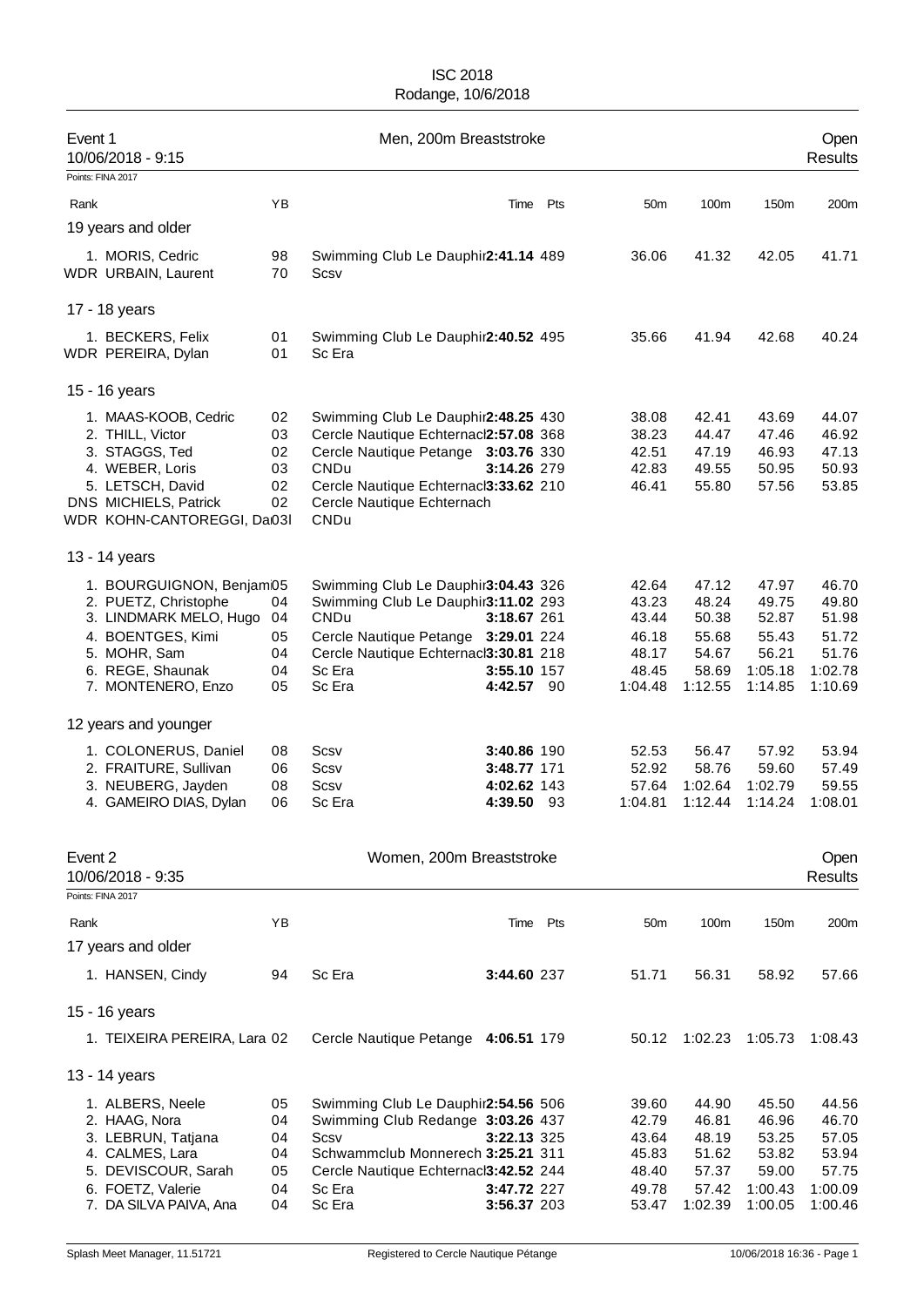ISC 2018
Rodange, 10/6/2018

## Event 1 — Men, 200m Breaststroke — Open Results

10/06/2018 - 9:15

Points: FINA 2017

| Rank | | YB | | Time | Pts | 50m | 100m | 150m | 200m |
|---|---|---|---|---|---|---|---|---|---|
| **19 years and older** | | | | | | | | | |
| 1. | MORIS, Cedric | 98 | Swimming Club Le Dauphin | 2:41.14 | 489 | 36.06 | 41.32 | 42.05 | 41.71 |
| WDR | URBAIN, Laurent | 70 | Scsv | | | | | | |
| **17 - 18 years** | | | | | | | | | |
| 1. | BECKERS, Felix | 01 | Swimming Club Le Dauphin | 2:40.52 | 495 | 35.66 | 41.94 | 42.68 | 40.24 |
| WDR | PEREIRA, Dylan | 01 | Sc Era | | | | | | |
| **15 - 16 years** | | | | | | | | | |
| 1. | MAAS-KOOB, Cedric | 02 | Swimming Club Le Dauphin | 2:48.25 | 430 | 38.08 | 42.41 | 43.69 | 44.07 |
| 2. | THILL, Victor | 03 | Cercle Nautique Echternach | 2:57.08 | 368 | 38.23 | 44.47 | 47.46 | 46.92 |
| 3. | STAGGS, Ted | 02 | Cercle Nautique Petange | 3:03.76 | 330 | 42.51 | 47.19 | 46.93 | 47.13 |
| 4. | WEBER, Loris | 03 | CNDu | 3:14.26 | 279 | 42.83 | 49.55 | 50.95 | 50.93 |
| 5. | LETSCH, David | 02 | Cercle Nautique Echternach | 3:33.62 | 210 | 46.41 | 55.80 | 57.56 | 53.85 |
| DNS | MICHIELS, Patrick | 02 | Cercle Nautique Echternach | | | | | | |
| WDR | KOHN-CANTOREGGI, Da | 03 | CNDu | | | | | | |
| **13 - 14 years** | | | | | | | | | |
| 1. | BOURGUIGNON, Benjam | 05 | Swimming Club Le Dauphin | 3:04.43 | 326 | 42.64 | 47.12 | 47.97 | 46.70 |
| 2. | PUETZ, Christophe | 04 | Swimming Club Le Dauphin | 3:11.02 | 293 | 43.23 | 48.24 | 49.75 | 49.80 |
| 3. | LINDMARK MELO, Hugo | 04 | CNDu | 3:18.67 | 261 | 43.44 | 50.38 | 52.87 | 51.98 |
| 4. | BOENTGES, Kimi | 05 | Cercle Nautique Petange | 3:29.01 | 224 | 46.18 | 55.68 | 55.43 | 51.72 |
| 5. | MOHR, Sam | 04 | Cercle Nautique Echternach | 3:30.81 | 218 | 48.17 | 54.67 | 56.21 | 51.76 |
| 6. | REGE, Shaunak | 04 | Sc Era | 3:55.10 | 157 | 48.45 | 58.69 | 1:05.18 | 1:02.78 |
| 7. | MONTENERO, Enzo | 05 | Sc Era | 4:42.57 | 90 | 1:04.48 | 1:12.55 | 1:14.85 | 1:10.69 |
| **12 years and younger** | | | | | | | | | |
| 1. | COLONERUS, Daniel | 08 | Scsv | 3:40.86 | 190 | 52.53 | 56.47 | 57.92 | 53.94 |
| 2. | FRAITURE, Sullivan | 06 | Scsv | 3:48.77 | 171 | 52.92 | 58.76 | 59.60 | 57.49 |
| 3. | NEUBERG, Jayden | 08 | Scsv | 4:02.62 | 143 | 57.64 | 1:02.64 | 1:02.79 | 59.55 |
| 4. | GAMEIRO DIAS, Dylan | 06 | Sc Era | 4:39.50 | 93 | 1:04.81 | 1:12.44 | 1:14.24 | 1:08.01 |

## Event 2 — Women, 200m Breaststroke — Open Results

10/06/2018 - 9:35

Points: FINA 2017

| Rank | | YB | | Time | Pts | 50m | 100m | 150m | 200m |
|---|---|---|---|---|---|---|---|---|---|
| **17 years and older** | | | | | | | | | |
| 1. | HANSEN, Cindy | 94 | Sc Era | 3:44.60 | 237 | 51.71 | 56.31 | 58.92 | 57.66 |
| **15 - 16 years** | | | | | | | | | |
| 1. | TEIXEIRA PEREIRA, Lara | 02 | Cercle Nautique Petange | 4:06.51 | 179 | 50.12 | 1:02.23 | 1:05.73 | 1:08.43 |
| **13 - 14 years** | | | | | | | | | |
| 1. | ALBERS, Neele | 05 | Swimming Club Le Dauphin | 2:54.56 | 506 | 39.60 | 44.90 | 45.50 | 44.56 |
| 2. | HAAG, Nora | 04 | Swimming Club Redange | 3:03.26 | 437 | 42.79 | 46.81 | 46.96 | 46.70 |
| 3. | LEBRUN, Tatjana | 04 | Scsv | 3:22.13 | 325 | 43.64 | 48.19 | 53.25 | 57.05 |
| 4. | CALMES, Lara | 04 | Schwammclub Monnerech | 3:25.21 | 311 | 45.83 | 51.62 | 53.82 | 53.94 |
| 5. | DEVISCOUR, Sarah | 05 | Cercle Nautique Echternach | 3:42.52 | 244 | 48.40 | 57.37 | 59.00 | 57.75 |
| 6. | FOETZ, Valerie | 04 | Sc Era | 3:47.72 | 227 | 49.78 | 57.42 | 1:00.43 | 1:00.09 |
| 7. | DA SILVA PAIVA, Ana | 04 | Sc Era | 3:56.37 | 203 | 53.47 | 1:02.39 | 1:00.05 | 1:00.46 |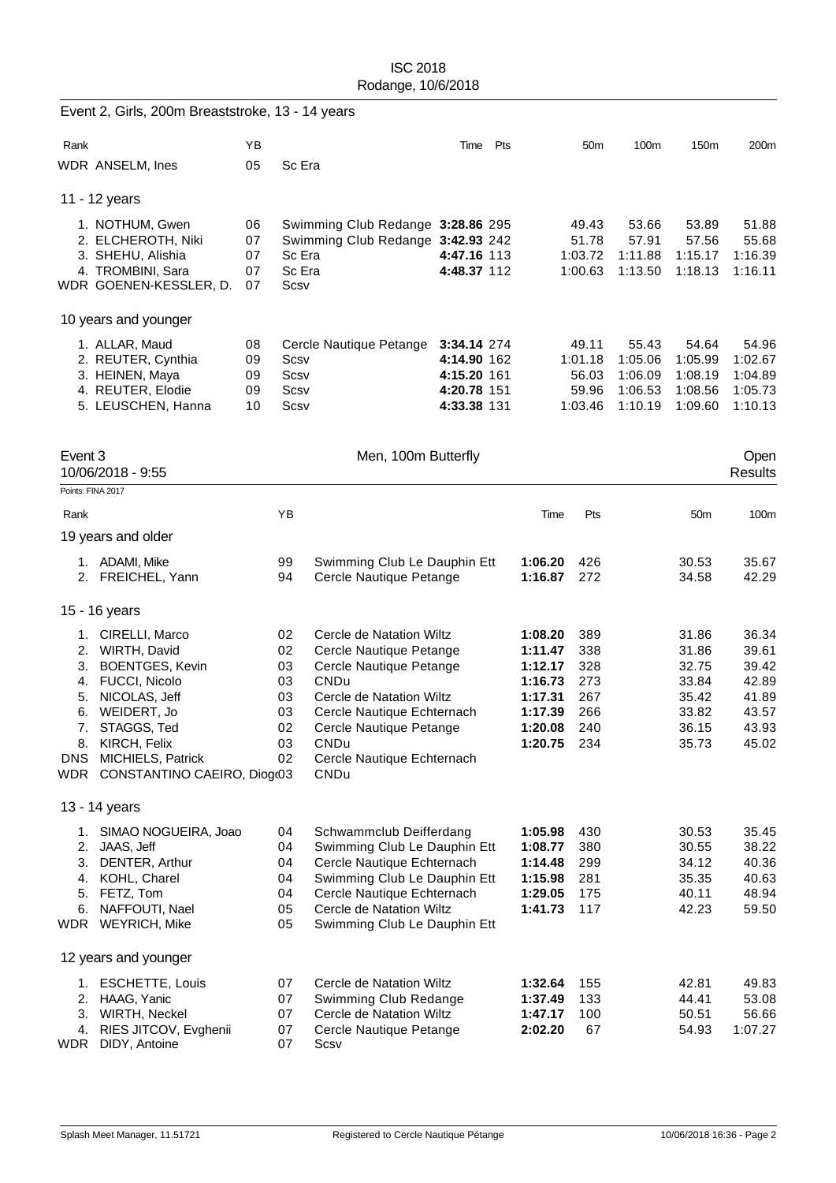Event 2, Girls, 200m Breaststroke, 13 - 14 years

| Rank | | YB | | Time | Pts | 50m | 100m | 150m | 200m |
|---|---|---|---|---|---|---|---|---|---|
| WDR | ANSELM, Ines | 05 | Sc Era | | | | | | |
| **11 - 12 years** | | | | | | | | | |
| 1. | NOTHUM, Gwen | 06 | Swimming Club Redange | **3:28.86** | 295 | 49.43 | 53.66 | 53.89 | 51.88 |
| 2. | ELCHEROTH, Niki | 07 | Swimming Club Redange | **3:42.93** | 242 | 51.78 | 57.91 | 57.56 | 55.68 |
| 3. | SHEHU, Alishia | 07 | Sc Era | **4:47.16** | 113 | 1:03.72 | 1:11.88 | 1:15.17 | 1:16.39 |
| 4. | TROMBINI, Sara | 07 | Sc Era | **4:48.37** | 112 | 1:00.63 | 1:13.50 | 1:18.13 | 1:16.11 |
| WDR | GOENEN-KESSLER, D. | 07 | Scsv | | | | | | |
| **10 years and younger** | | | | | | | | | |
| 1. | ALLAR, Maud | 08 | Cercle Nautique Petange | **3:34.14** | 274 | 49.11 | 55.43 | 54.64 | 54.96 |
| 2. | REUTER, Cynthia | 09 | Scsv | **4:14.90** | 162 | 1:01.18 | 1:05.06 | 1:05.99 | 1:02.67 |
| 3. | HEINEN, Maya | 09 | Scsv | **4:15.20** | 161 | 56.03 | 1:06.09 | 1:08.19 | 1:04.89 |
| 4. | REUTER, Elodie | 09 | Scsv | **4:20.78** | 151 | 59.96 | 1:06.53 | 1:08.56 | 1:05.73 |
| 5. | LEUSCHEN, Hanna | 10 | Scsv | **4:33.38** | 131 | 1:03.46 | 1:10.19 | 1:09.60 | 1:10.13 |

## Event 3 — Men, 100m Butterfly — Open Results

10/06/2018 - 9:55

Points: FINA 2017

| Rank | | YB | | Time | Pts | 50m | 100m |
|---|---|---|---|---|---|---|---|
| **19 years and older** | | | | | | | |
| 1. | ADAMI, Mike | 99 | Swimming Club Le Dauphin Ett | **1:06.20** | 426 | 30.53 | 35.67 |
| 2. | FREICHEL, Yann | 94 | Cercle Nautique Petange | **1:16.87** | 272 | 34.58 | 42.29 |
| **15 - 16 years** | | | | | | | |
| 1. | CIRELLI, Marco | 02 | Cercle de Natation Wiltz | **1:08.20** | 389 | 31.86 | 36.34 |
| 2. | WIRTH, David | 02 | Cercle Nautique Petange | **1:11.47** | 338 | 31.86 | 39.61 |
| 3. | BOENTGES, Kevin | 03 | Cercle Nautique Petange | **1:12.17** | 328 | 32.75 | 39.42 |
| 4. | FUCCI, Nicolo | 03 | CNDu | **1:16.73** | 273 | 33.84 | 42.89 |
| 5. | NICOLAS, Jeff | 03 | Cercle de Natation Wiltz | **1:17.31** | 267 | 35.42 | 41.89 |
| 6. | WEIDERT, Jo | 03 | Cercle Nautique Echternach | **1:17.39** | 266 | 33.82 | 43.57 |
| 7. | STAGGS, Ted | 02 | Cercle Nautique Petange | **1:20.08** | 240 | 36.15 | 43.93 |
| 8. | KIRCH, Felix | 03 | CNDu | **1:20.75** | 234 | 35.73 | 45.02 |
| DNS | MICHIELS, Patrick | 02 | Cercle Nautique Echternach | | | | |
| WDR | CONSTANTINO CAEIRO, Diog | 03 | CNDu | | | | |
| **13 - 14 years** | | | | | | | |
| 1. | SIMAO NOGUEIRA, Joao | 04 | Schwammclub Deifferdang | **1:05.98** | 430 | 30.53 | 35.45 |
| 2. | JAAS, Jeff | 04 | Swimming Club Le Dauphin Ett | **1:08.77** | 380 | 30.55 | 38.22 |
| 3. | DENTER, Arthur | 04 | Cercle Nautique Echternach | **1:14.48** | 299 | 34.12 | 40.36 |
| 4. | KOHL, Charel | 04 | Swimming Club Le Dauphin Ett | **1:15.98** | 281 | 35.35 | 40.63 |
| 5. | FETZ, Tom | 04 | Cercle Nautique Echternach | **1:29.05** | 175 | 40.11 | 48.94 |
| 6. | NAFFOUTI, Nael | 05 | Cercle de Natation Wiltz | **1:41.73** | 117 | 42.23 | 59.50 |
| WDR | WEYRICH, Mike | 05 | Swimming Club Le Dauphin Ett | | | | |
| **12 years and younger** | | | | | | | |
| 1. | ESCHETTE, Louis | 07 | Cercle de Natation Wiltz | **1:32.64** | 155 | 42.81 | 49.83 |
| 2. | HAAG, Yanic | 07 | Swimming Club Redange | **1:37.49** | 133 | 44.41 | 53.08 |
| 3. | WIRTH, Neckel | 07 | Cercle de Natation Wiltz | **1:47.17** | 100 | 50.51 | 56.66 |
| 4. | RIES JITCOV, Evghenii | 07 | Cercle Nautique Petange | **2:02.20** | 67 | 54.93 | 1:07.27 |
| WDR | DIDY, Antoine | 07 | Scsv | | | | |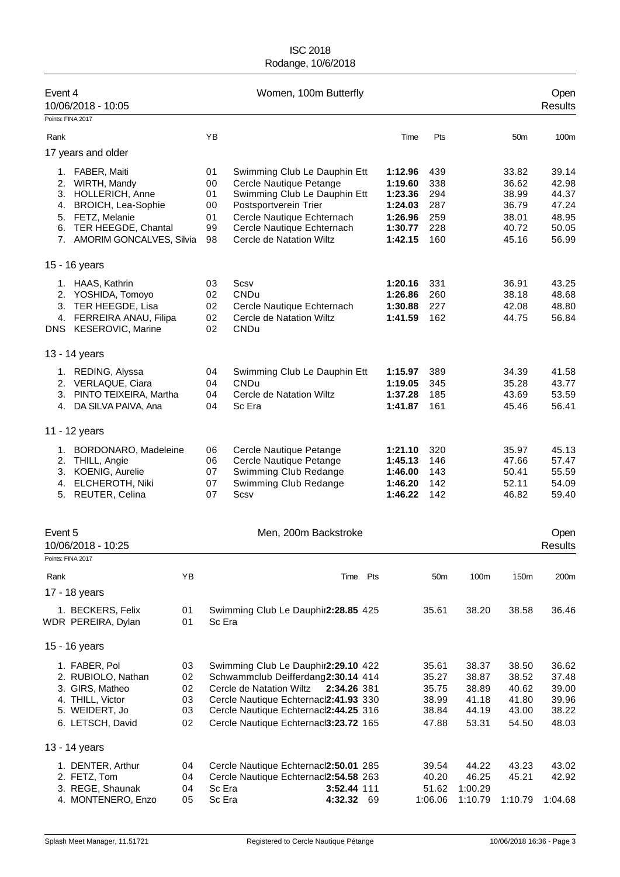ISC 2018
Rodange, 10/6/2018

## Event 4 — Women, 100m Butterfly — Open Results

10/06/2018 - 10:05

Points: FINA 2017

| Rank | | YB | | Time | Pts | 50m | 100m |
|---|---|---|---|---|---|---|---|
| **17 years and older** | | | | | | | |
| 1. | FABER, Maiti | 01 | Swimming Club Le Dauphin Ett | **1:12.96** | 439 | 33.82 | 39.14 |
| 2. | WIRTH, Mandy | 00 | Cercle Nautique Petange | **1:19.60** | 338 | 36.62 | 42.98 |
| 3. | HOLLERICH, Anne | 01 | Swimming Club Le Dauphin Ett | **1:23.36** | 294 | 38.99 | 44.37 |
| 4. | BROICH, Lea-Sophie | 00 | Postsportverein Trier | **1:24.03** | 287 | 36.79 | 47.24 |
| 5. | FETZ, Melanie | 01 | Cercle Nautique Echternach | **1:26.96** | 259 | 38.01 | 48.95 |
| 6. | TER HEEGDE, Chantal | 99 | Cercle Nautique Echternach | **1:30.77** | 228 | 40.72 | 50.05 |
| 7. | AMORIM GONCALVES, Silvia | 98 | Cercle de Natation Wiltz | **1:42.15** | 160 | 45.16 | 56.99 |
| **15 - 16 years** | | | | | | | |
| 1. | HAAS, Kathrin | 03 | Scsv | **1:20.16** | 331 | 36.91 | 43.25 |
| 2. | YOSHIDA, Tomoyo | 02 | CNDu | **1:26.86** | 260 | 38.18 | 48.68 |
| 3. | TER HEEGDE, Lisa | 02 | Cercle Nautique Echternach | **1:30.88** | 227 | 42.08 | 48.80 |
| 4. | FERREIRA ANAU, Filipa | 02 | Cercle de Natation Wiltz | **1:41.59** | 162 | 44.75 | 56.84 |
| DNS | KESEROVIC, Marine | 02 | CNDu | | | | |
| **13 - 14 years** | | | | | | | |
| 1. | REDING, Alyssa | 04 | Swimming Club Le Dauphin Ett | **1:15.97** | 389 | 34.39 | 41.58 |
| 2. | VERLAQUE, Ciara | 04 | CNDu | **1:19.05** | 345 | 35.28 | 43.77 |
| 3. | PINTO TEIXEIRA, Martha | 04 | Cercle de Natation Wiltz | **1:37.28** | 185 | 43.69 | 53.59 |
| 4. | DA SILVA PAIVA, Ana | 04 | Sc Era | **1:41.87** | 161 | 45.46 | 56.41 |
| **11 - 12 years** | | | | | | | |
| 1. | BORDONARO, Madeleine | 06 | Cercle Nautique Petange | **1:21.10** | 320 | 35.97 | 45.13 |
| 2. | THILL, Angie | 06 | Cercle Nautique Petange | **1:45.13** | 146 | 47.66 | 57.47 |
| 3. | KOENIG, Aurelie | 07 | Swimming Club Redange | **1:46.00** | 143 | 50.41 | 55.59 |
| 4. | ELCHEROTH, Niki | 07 | Swimming Club Redange | **1:46.20** | 142 | 52.11 | 54.09 |
| 5. | REUTER, Celina | 07 | Scsv | **1:46.22** | 142 | 46.82 | 59.40 |

## Event 5 — Men, 200m Backstroke — Open Results

10/06/2018 - 10:25

Points: FINA 2017

| Rank | | YB | | Time | Pts | 50m | 100m | 150m | 200m |
|---|---|---|---|---|---|---|---|---|---|
| **17 - 18 years** | | | | | | | | | |
| 1. | BECKERS, Felix | 01 | Swimming Club Le Dauphin | **2:28.85** | 425 | 35.61 | 38.20 | 38.58 | 36.46 |
| WDR | PEREIRA, Dylan | 01 | Sc Era | | | | | | |
| **15 - 16 years** | | | | | | | | | |
| 1. | FABER, Pol | 03 | Swimming Club Le Dauphin | **2:29.10** | 422 | 35.61 | 38.37 | 38.50 | 36.62 |
| 2. | RUBIOLO, Nathan | 02 | Schwammclub Deifferdang | **2:30.14** | 414 | 35.27 | 38.87 | 38.52 | 37.48 |
| 3. | GIRS, Matheo | 02 | Cercle de Natation Wiltz | **2:34.26** | 381 | 35.75 | 38.89 | 40.62 | 39.00 |
| 4. | THILL, Victor | 03 | Cercle Nautique Echternach | **2:41.93** | 330 | 38.99 | 41.18 | 41.80 | 39.96 |
| 5. | WEIDERT, Jo | 03 | Cercle Nautique Echternach | **2:44.25** | 316 | 38.84 | 44.19 | 43.00 | 38.22 |
| 6. | LETSCH, David | 02 | Cercle Nautique Echternach | **3:23.72** | 165 | 47.88 | 53.31 | 54.50 | 48.03 |
| **13 - 14 years** | | | | | | | | | |
| 1. | DENTER, Arthur | 04 | Cercle Nautique Echternach | **2:50.01** | 285 | 39.54 | 44.22 | 43.23 | 43.02 |
| 2. | FETZ, Tom | 04 | Cercle Nautique Echternach | **2:54.58** | 263 | 40.20 | 46.25 | 45.21 | 42.92 |
| 3. | REGE, Shaunak | 04 | Sc Era | **3:52.44** | 111 | 51.62 | 1:00.29 | | |
| 4. | MONTENERO, Enzo | 05 | Sc Era | **4:32.32** | 69 | 1:06.06 | 1:10.79 | 1:10.79 | 1:04.68 |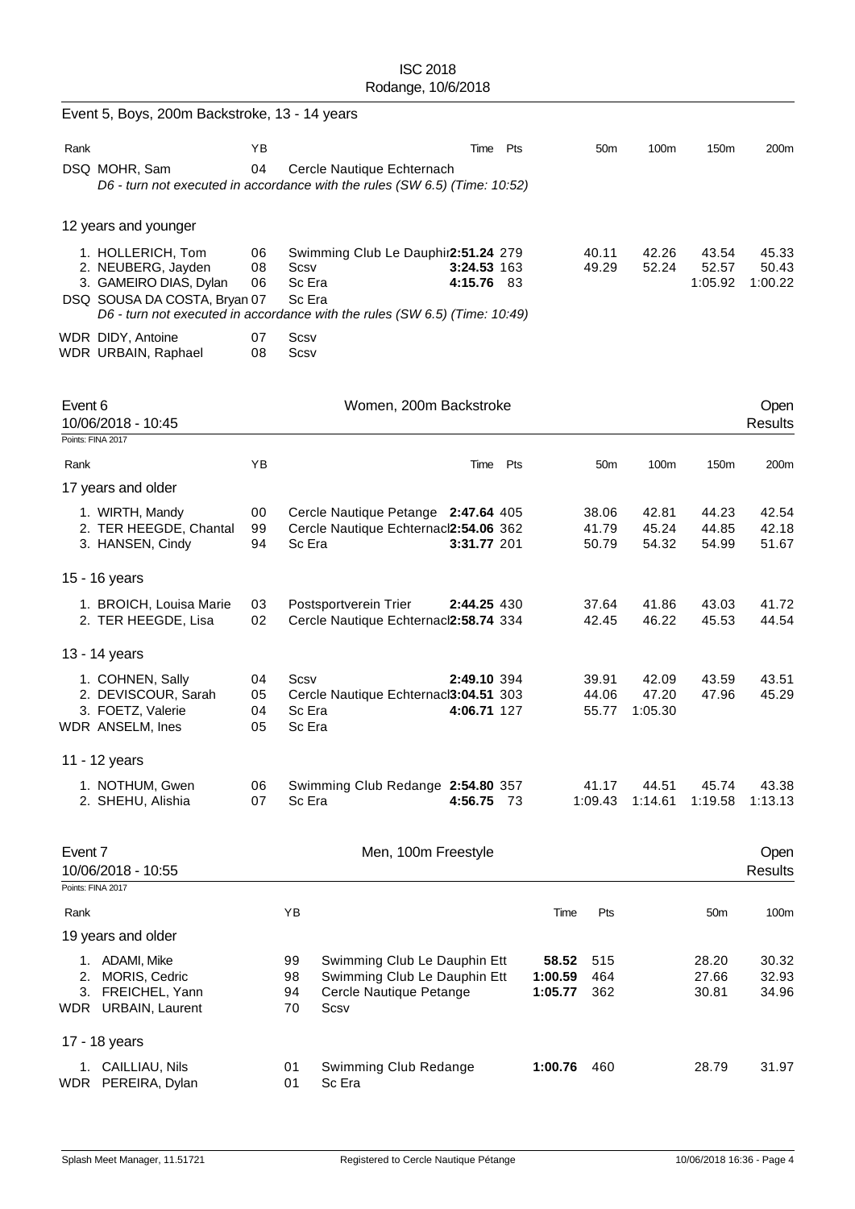ISC 2018
Rodange, 10/6/2018

## Event 5, Boys, 200m Backstroke, 13 - 14 years

| Rank | | YB | | Time | Pts | 50m | 100m | 150m | 200m |
|---|---|---|---|---|---|---|---|---|---|
| DSQ | MOHR, Sam | 04 | Cercle Nautique Echternach | | | | | | |

*D6 - turn not executed in accordance with the rules (SW 6.5) (Time: 10:52)*

### 12 years and younger

| Rank | | YB | | Time | Pts | 50m | 100m | 150m | 200m |
|---|---|---|---|---|---|---|---|---|---|
| 1. | HOLLERICH, Tom | 06 | Swimming Club Le Dauphin | 2:51.24 | 279 | 40.11 | 42.26 | 43.54 | 45.33 |
| 2. | NEUBERG, Jayden | 08 | Scsv | 3:24.53 | 163 | 49.29 | 52.24 | 52.57 | 50.43 |
| 3. | GAMEIRO DIAS, Dylan | 06 | Sc Era | 4:15.76 | 83 | | | 1:05.92 | 1:00.22 |
| DSQ | SOUSA DA COSTA, Bryan | 07 | Sc Era | | | | | | |

*D6 - turn not executed in accordance with the rules (SW 6.5) (Time: 10:49)*

| Rank | | YB | |
|---|---|---|---|
| WDR | DIDY, Antoine | 07 | Scsv |
| WDR | URBAIN, Raphael | 08 | Scsv |

## Event 6 — Women, 200m Backstroke — Open

10/06/2018 - 10:45 — Results

Points: FINA 2017

| Rank | | YB | | Time | Pts | 50m | 100m | 150m | 200m |
|---|---|---|---|---|---|---|---|---|---|
| **17 years and older** | | | | | | | | | |
| 1. | WIRTH, Mandy | 00 | Cercle Nautique Petange | 2:47.64 | 405 | 38.06 | 42.81 | 44.23 | 42.54 |
| 2. | TER HEEGDE, Chantal | 99 | Cercle Nautique Echternach | 2:54.06 | 362 | 41.79 | 45.24 | 44.85 | 42.18 |
| 3. | HANSEN, Cindy | 94 | Sc Era | 3:31.77 | 201 | 50.79 | 54.32 | 54.99 | 51.67 |
| **15 - 16 years** | | | | | | | | | |
| 1. | BROICH, Louisa Marie | 03 | Postsportverein Trier | 2:44.25 | 430 | 37.64 | 41.86 | 43.03 | 41.72 |
| 2. | TER HEEGDE, Lisa | 02 | Cercle Nautique Echternach | 2:58.74 | 334 | 42.45 | 46.22 | 45.53 | 44.54 |
| **13 - 14 years** | | | | | | | | | |
| 1. | COHNEN, Sally | 04 | Scsv | 2:49.10 | 394 | 39.91 | 42.09 | 43.59 | 43.51 |
| 2. | DEVISCOUR, Sarah | 05 | Cercle Nautique Echternach | 3:04.51 | 303 | 44.06 | 47.20 | 47.96 | 45.29 |
| 3. | FOETZ, Valerie | 04 | Sc Era | 4:06.71 | 127 | 55.77 | 1:05.30 | | |
| WDR | ANSELM, Ines | 05 | Sc Era | | | | | | |
| **11 - 12 years** | | | | | | | | | |
| 1. | NOTHUM, Gwen | 06 | Swimming Club Redange | 2:54.80 | 357 | 41.17 | 44.51 | 45.74 | 43.38 |
| 2. | SHEHU, Alishia | 07 | Sc Era | 4:56.75 | 73 | 1:09.43 | 1:14.61 | 1:19.58 | 1:13.13 |

## Event 7 — Men, 100m Freestyle — Open

10/06/2018 - 10:55 — Results

Points: FINA 2017

| Rank | | YB | | Time | Pts | 50m | 100m |
|---|---|---|---|---|---|---|---|
| **19 years and older** | | | | | | | |
| 1. | ADAMI, Mike | 99 | Swimming Club Le Dauphin Ett | 58.52 | 515 | 28.20 | 30.32 |
| 2. | MORIS, Cedric | 98 | Swimming Club Le Dauphin Ett | 1:00.59 | 464 | 27.66 | 32.93 |
| 3. | FREICHEL, Yann | 94 | Cercle Nautique Petange | 1:05.77 | 362 | 30.81 | 34.96 |
| WDR | URBAIN, Laurent | 70 | Scsv | | | | |
| **17 - 18 years** | | | | | | | |
| 1. | CAILLIAU, Nils | 01 | Swimming Club Redange | 1:00.76 | 460 | 28.79 | 31.97 |
| WDR | PEREIRA, Dylan | 01 | Sc Era | | | | |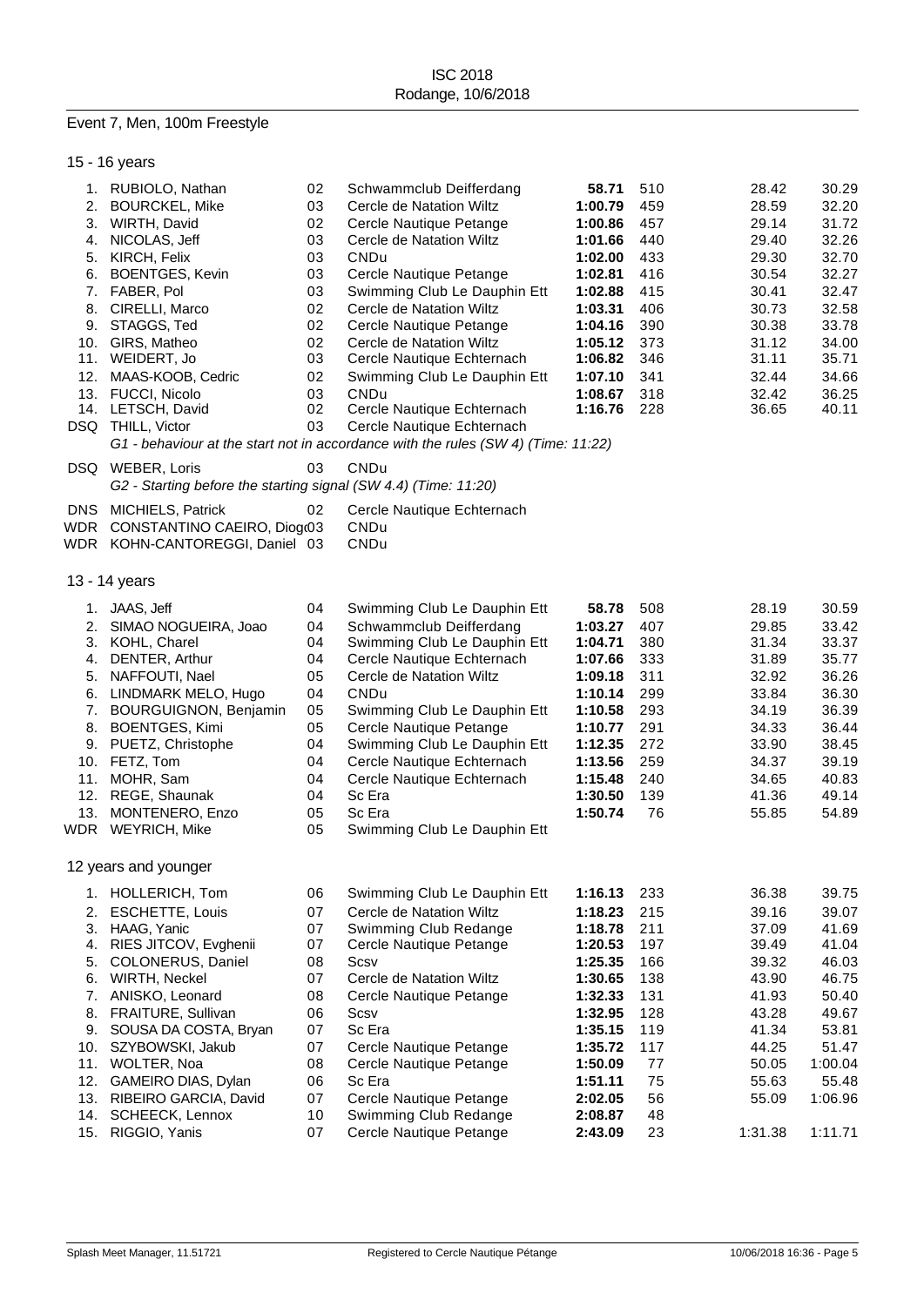ISC 2018
Rodange, 10/6/2018

## Event 7, Men, 100m Freestyle

### 15 - 16 years

| Rank | Name | YB | Club | Time | Points | 50m | 100m |
|---|---|---|---|---|---|---|---|
| 1. | RUBIOLO, Nathan | 02 | Schwammclub Deifferdang | **58.71** | 510 | 28.42 | 30.29 |
| 2. | BOURCKEL, Mike | 03 | Cercle de Natation Wiltz | **1:00.79** | 459 | 28.59 | 32.20 |
| 3. | WIRTH, David | 02 | Cercle Nautique Petange | **1:00.86** | 457 | 29.14 | 31.72 |
| 4. | NICOLAS, Jeff | 03 | Cercle de Natation Wiltz | **1:01.66** | 440 | 29.40 | 32.26 |
| 5. | KIRCH, Felix | 03 | CNDu | **1:02.00** | 433 | 29.30 | 32.70 |
| 6. | BOENTGES, Kevin | 03 | Cercle Nautique Petange | **1:02.81** | 416 | 30.54 | 32.27 |
| 7. | FABER, Pol | 03 | Swimming Club Le Dauphin Ett | **1:02.88** | 415 | 30.41 | 32.47 |
| 8. | CIRELLI, Marco | 02 | Cercle de Natation Wiltz | **1:03.31** | 406 | 30.73 | 32.58 |
| 9. | STAGGS, Ted | 02 | Cercle Nautique Petange | **1:04.16** | 390 | 30.38 | 33.78 |
| 10. | GIRS, Matheo | 02 | Cercle de Natation Wiltz | **1:05.12** | 373 | 31.12 | 34.00 |
| 11. | WEIDERT, Jo | 03 | Cercle Nautique Echternach | **1:06.82** | 346 | 31.11 | 35.71 |
| 12. | MAAS-KOOB, Cedric | 02 | Swimming Club Le Dauphin Ett | **1:07.10** | 341 | 32.44 | 34.66 |
| 13. | FUCCI, Nicolo | 03 | CNDu | **1:08.67** | 318 | 32.42 | 36.25 |
| 14. | LETSCH, David | 02 | Cercle Nautique Echternach | **1:16.76** | 228 | 36.65 | 40.11 |
| DSQ | THILL, Victor | 03 | Cercle Nautique Echternach | | | | |
| | *G1 - behaviour at the start not in accordance with the rules (SW 4) (Time: 11:22)* | | | | | | |
| DSQ | WEBER, Loris | 03 | CNDu | | | | |
| | *G2 - Starting before the starting signal (SW 4.4) (Time: 11:20)* | | | | | | |
| DNS | MICHIELS, Patrick | 02 | Cercle Nautique Echternach | | | | |
| WDR | CONSTANTINO CAEIRO, Diog | 03 | CNDu | | | | |
| WDR | KOHN-CANTOREGGI, Daniel | 03 | CNDu | | | | |

### 13 - 14 years

| Rank | Name | YB | Club | Time | Points | 50m | 100m |
|---|---|---|---|---|---|---|---|
| 1. | JAAS, Jeff | 04 | Swimming Club Le Dauphin Ett | **58.78** | 508 | 28.19 | 30.59 |
| 2. | SIMAO NOGUEIRA, Joao | 04 | Schwammclub Deifferdang | **1:03.27** | 407 | 29.85 | 33.42 |
| 3. | KOHL, Charel | 04 | Swimming Club Le Dauphin Ett | **1:04.71** | 380 | 31.34 | 33.37 |
| 4. | DENTER, Arthur | 04 | Cercle Nautique Echternach | **1:07.66** | 333 | 31.89 | 35.77 |
| 5. | NAFFOUTI, Nael | 05 | Cercle de Natation Wiltz | **1:09.18** | 311 | 32.92 | 36.26 |
| 6. | LINDMARK MELO, Hugo | 04 | CNDu | **1:10.14** | 299 | 33.84 | 36.30 |
| 7. | BOURGUIGNON, Benjamin | 05 | Swimming Club Le Dauphin Ett | **1:10.58** | 293 | 34.19 | 36.39 |
| 8. | BOENTGES, Kimi | 05 | Cercle Nautique Petange | **1:10.77** | 291 | 34.33 | 36.44 |
| 9. | PUETZ, Christophe | 04 | Swimming Club Le Dauphin Ett | **1:12.35** | 272 | 33.90 | 38.45 |
| 10. | FETZ, Tom | 04 | Cercle Nautique Echternach | **1:13.56** | 259 | 34.37 | 39.19 |
| 11. | MOHR, Sam | 04 | Cercle Nautique Echternach | **1:15.48** | 240 | 34.65 | 40.83 |
| 12. | REGE, Shaunak | 04 | Sc Era | **1:30.50** | 139 | 41.36 | 49.14 |
| 13. | MONTENERO, Enzo | 05 | Sc Era | **1:50.74** | 76 | 55.85 | 54.89 |
| WDR | WEYRICH, Mike | 05 | Swimming Club Le Dauphin Ett | | | | |

### 12 years and younger

| Rank | Name | YB | Club | Time | Points | 50m | 100m |
|---|---|---|---|---|---|---|---|
| 1. | HOLLERICH, Tom | 06 | Swimming Club Le Dauphin Ett | **1:16.13** | 233 | 36.38 | 39.75 |
| 2. | ESCHETTE, Louis | 07 | Cercle de Natation Wiltz | **1:18.23** | 215 | 39.16 | 39.07 |
| 3. | HAAG, Yanic | 07 | Swimming Club Redange | **1:18.78** | 211 | 37.09 | 41.69 |
| 4. | RIES JITCOV, Evghenii | 07 | Cercle Nautique Petange | **1:20.53** | 197 | 39.49 | 41.04 |
| 5. | COLONERUS, Daniel | 08 | Scsv | **1:25.35** | 166 | 39.32 | 46.03 |
| 6. | WIRTH, Neckel | 07 | Cercle de Natation Wiltz | **1:30.65** | 138 | 43.90 | 46.75 |
| 7. | ANISKO, Leonard | 08 | Cercle Nautique Petange | **1:32.33** | 131 | 41.93 | 50.40 |
| 8. | FRAITURE, Sullivan | 06 | Scsv | **1:32.95** | 128 | 43.28 | 49.67 |
| 9. | SOUSA DA COSTA, Bryan | 07 | Sc Era | **1:35.15** | 119 | 41.34 | 53.81 |
| 10. | SZYBOWSKI, Jakub | 07 | Cercle Nautique Petange | **1:35.72** | 117 | 44.25 | 51.47 |
| 11. | WOLTER, Noa | 08 | Cercle Nautique Petange | **1:50.09** | 77 | 50.05 | 1:00.04 |
| 12. | GAMEIRO DIAS, Dylan | 06 | Sc Era | **1:51.11** | 75 | 55.63 | 55.48 |
| 13. | RIBEIRO GARCIA, David | 07 | Cercle Nautique Petange | **2:02.05** | 56 | 55.09 | 1:06.96 |
| 14. | SCHEECK, Lennox | 10 | Swimming Club Redange | **2:08.87** | 48 | | |
| 15. | RIGGIO, Yanis | 07 | Cercle Nautique Petange | **2:43.09** | 23 | 1:31.38 | 1:11.71 |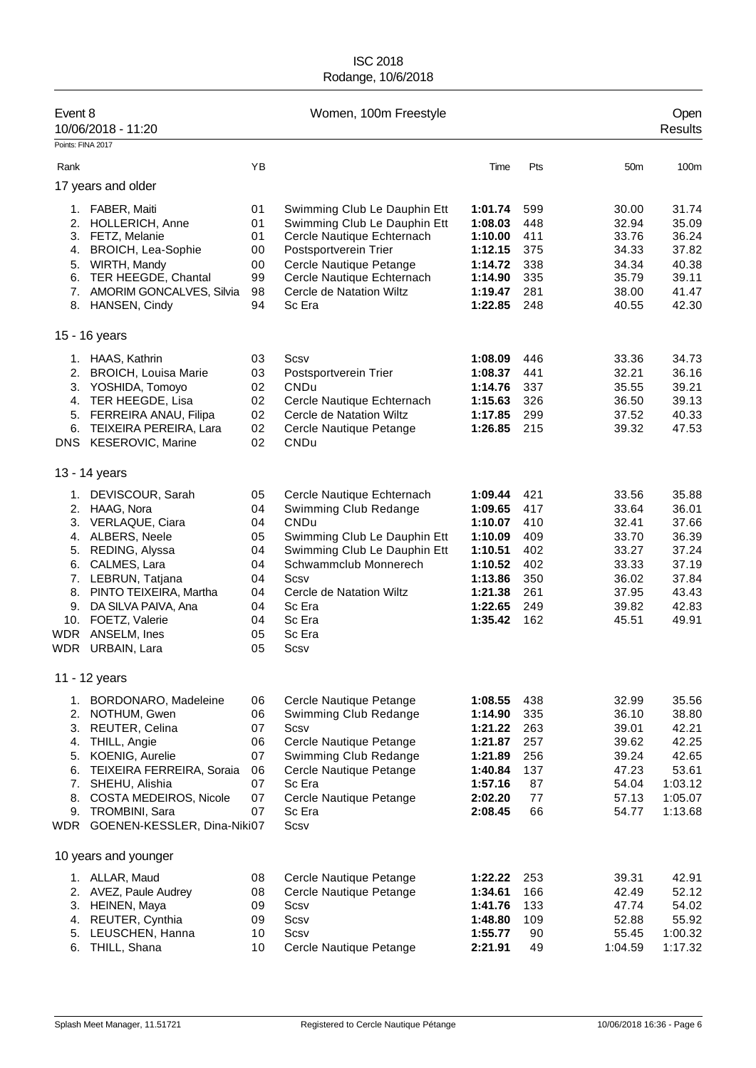ISC 2018
Rodange, 10/6/2018

## Event 8 — Women, 100m Freestyle — Open

10/06/2018 - 11:20 — Results

Points: FINA 2017

| Rank | | YB | | Time | Pts | 50m | 100m |
|---|---|---|---|---|---|---|---|
| **17 years and older** | | | | | | | |
| 1. | FABER, Maiti | 01 | Swimming Club Le Dauphin Ett | **1:01.74** | 599 | 30.00 | 31.74 |
| 2. | HOLLERICH, Anne | 01 | Swimming Club Le Dauphin Ett | **1:08.03** | 448 | 32.94 | 35.09 |
| 3. | FETZ, Melanie | 01 | Cercle Nautique Echternach | **1:10.00** | 411 | 33.76 | 36.24 |
| 4. | BROICH, Lea-Sophie | 00 | Postsportverein Trier | **1:12.15** | 375 | 34.33 | 37.82 |
| 5. | WIRTH, Mandy | 00 | Cercle Nautique Petange | **1:14.72** | 338 | 34.34 | 40.38 |
| 6. | TER HEEGDE, Chantal | 99 | Cercle Nautique Echternach | **1:14.90** | 335 | 35.79 | 39.11 |
| 7. | AMORIM GONCALVES, Silvia | 98 | Cercle de Natation Wiltz | **1:19.47** | 281 | 38.00 | 41.47 |
| 8. | HANSEN, Cindy | 94 | Sc Era | **1:22.85** | 248 | 40.55 | 42.30 |
| **15 - 16 years** | | | | | | | |
| 1. | HAAS, Kathrin | 03 | Scsv | **1:08.09** | 446 | 33.36 | 34.73 |
| 2. | BROICH, Louisa Marie | 03 | Postsportverein Trier | **1:08.37** | 441 | 32.21 | 36.16 |
| 3. | YOSHIDA, Tomoyo | 02 | CNDu | **1:14.76** | 337 | 35.55 | 39.21 |
| 4. | TER HEEGDE, Lisa | 02 | Cercle Nautique Echternach | **1:15.63** | 326 | 36.50 | 39.13 |
| 5. | FERREIRA ANAU, Filipa | 02 | Cercle de Natation Wiltz | **1:17.85** | 299 | 37.52 | 40.33 |
| 6. | TEIXEIRA PEREIRA, Lara | 02 | Cercle Nautique Petange | **1:26.85** | 215 | 39.32 | 47.53 |
| DNS | KESEROVIC, Marine | 02 | CNDu | | | | |
| **13 - 14 years** | | | | | | | |
| 1. | DEVISCOUR, Sarah | 05 | Cercle Nautique Echternach | **1:09.44** | 421 | 33.56 | 35.88 |
| 2. | HAAG, Nora | 04 | Swimming Club Redange | **1:09.65** | 417 | 33.64 | 36.01 |
| 3. | VERLAQUE, Ciara | 04 | CNDu | **1:10.07** | 410 | 32.41 | 37.66 |
| 4. | ALBERS, Neele | 05 | Swimming Club Le Dauphin Ett | **1:10.09** | 409 | 33.70 | 36.39 |
| 5. | REDING, Alyssa | 04 | Swimming Club Le Dauphin Ett | **1:10.51** | 402 | 33.27 | 37.24 |
| 6. | CALMES, Lara | 04 | Schwammclub Monnerech | **1:10.52** | 402 | 33.33 | 37.19 |
| 7. | LEBRUN, Tatjana | 04 | Scsv | **1:13.86** | 350 | 36.02 | 37.84 |
| 8. | PINTO TEIXEIRA, Martha | 04 | Cercle de Natation Wiltz | **1:21.38** | 261 | 37.95 | 43.43 |
| 9. | DA SILVA PAIVA, Ana | 04 | Sc Era | **1:22.65** | 249 | 39.82 | 42.83 |
| 10. | FOETZ, Valerie | 04 | Sc Era | **1:35.42** | 162 | 45.51 | 49.91 |
| WDR | ANSELM, Ines | 05 | Sc Era | | | | |
| WDR | URBAIN, Lara | 05 | Scsv | | | | |
| **11 - 12 years** | | | | | | | |
| 1. | BORDONARO, Madeleine | 06 | Cercle Nautique Petange | **1:08.55** | 438 | 32.99 | 35.56 |
| 2. | NOTHUM, Gwen | 06 | Swimming Club Redange | **1:14.90** | 335 | 36.10 | 38.80 |
| 3. | REUTER, Celina | 07 | Scsv | **1:21.22** | 263 | 39.01 | 42.21 |
| 4. | THILL, Angie | 06 | Cercle Nautique Petange | **1:21.87** | 257 | 39.62 | 42.25 |
| 5. | KOENIG, Aurelie | 07 | Swimming Club Redange | **1:21.89** | 256 | 39.24 | 42.65 |
| 6. | TEIXEIRA FERREIRA, Soraia | 06 | Cercle Nautique Petange | **1:40.84** | 137 | 47.23 | 53.61 |
| 7. | SHEHU, Alishia | 07 | Sc Era | **1:57.16** | 87 | 54.04 | 1:03.12 |
| 8. | COSTA MEDEIROS, Nicole | 07 | Cercle Nautique Petange | **2:02.20** | 77 | 57.13 | 1:05.07 |
| 9. | TROMBINI, Sara | 07 | Sc Era | **2:08.45** | 66 | 54.77 | 1:13.68 |
| WDR | GOENEN-KESSLER, Dina-Niki | 07 | Scsv | | | | |
| **10 years and younger** | | | | | | | |
| 1. | ALLAR, Maud | 08 | Cercle Nautique Petange | **1:22.22** | 253 | 39.31 | 42.91 |
| 2. | AVEZ, Paule Audrey | 08 | Cercle Nautique Petange | **1:34.61** | 166 | 42.49 | 52.12 |
| 3. | HEINEN, Maya | 09 | Scsv | **1:41.76** | 133 | 47.74 | 54.02 |
| 4. | REUTER, Cynthia | 09 | Scsv | **1:48.80** | 109 | 52.88 | 55.92 |
| 5. | LEUSCHEN, Hanna | 10 | Scsv | **1:55.77** | 90 | 55.45 | 1:00.32 |
| 6. | THILL, Shana | 10 | Cercle Nautique Petange | **2:21.91** | 49 | 1:04.59 | 1:17.32 |

Splash Meet Manager, 11.51721 — Registered to Cercle Nautique Pétange — 10/06/2018 16:36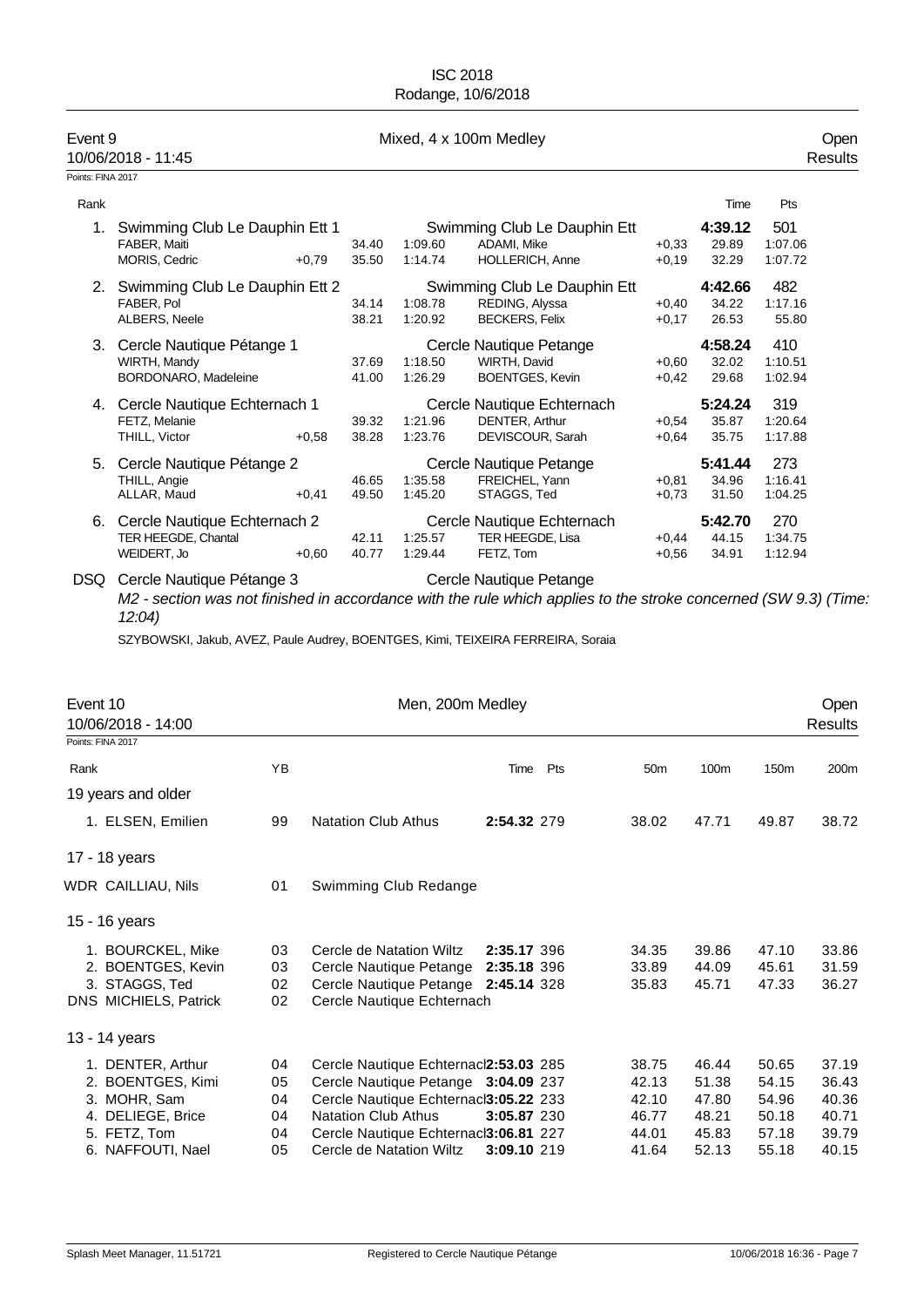ISC 2018
Rodange, 10/6/2018

## Event 9 — Mixed, 4 x 100m Medley — Open Results

10/06/2018 - 11:45

Points: FINA 2017

| Rank | Team / Swimmer | Reaction | 50m | 100m | Swimmer / Club | Reaction | Time | Pts |
|---|---|---|---|---|---|---|---|---|
| 1. | Swimming Club Le Dauphin Ett 1 | | | | Swimming Club Le Dauphin Ett | | **4:39.12** | 501 |
| | FABER, Maiti | | 34.40 | 1:09.60 | ADAMI, Mike | +0,33 | 29.89 | 1:07.06 |
| | MORIS, Cedric | +0,79 | 35.50 | 1:14.74 | HOLLERICH, Anne | +0,19 | 32.29 | 1:07.72 |
| 2. | Swimming Club Le Dauphin Ett 2 | | | | Swimming Club Le Dauphin Ett | | **4:42.66** | 482 |
| | FABER, Pol | | 34.14 | 1:08.78 | REDING, Alyssa | +0,40 | 34.22 | 1:17.16 |
| | ALBERS, Neele | | 38.21 | 1:20.92 | BECKERS, Felix | +0,17 | 26.53 | 55.80 |
| 3. | Cercle Nautique Pétange 1 | | | | Cercle Nautique Petange | | **4:58.24** | 410 |
| | WIRTH, Mandy | | 37.69 | 1:18.50 | WIRTH, David | +0,60 | 32.02 | 1:10.51 |
| | BORDONARO, Madeleine | | 41.00 | 1:26.29 | BOENTGES, Kevin | +0,42 | 29.68 | 1:02.94 |
| 4. | Cercle Nautique Echternach 1 | | | | Cercle Nautique Echternach | | **5:24.24** | 319 |
| | FETZ, Melanie | | 39.32 | 1:21.96 | DENTER, Arthur | +0,54 | 35.87 | 1:20.64 |
| | THILL, Victor | +0,58 | 38.28 | 1:23.76 | DEVISCOUR, Sarah | +0,64 | 35.75 | 1:17.88 |
| 5. | Cercle Nautique Pétange 2 | | | | Cercle Nautique Petange | | **5:41.44** | 273 |
| | THILL, Angie | | 46.65 | 1:35.58 | FREICHEL, Yann | +0,81 | 34.96 | 1:16.41 |
| | ALLAR, Maud | +0,41 | 49.50 | 1:45.20 | STAGGS, Ted | +0,73 | 31.50 | 1:04.25 |
| 6. | Cercle Nautique Echternach 2 | | | | Cercle Nautique Echternach | | **5:42.70** | 270 |
| | TER HEEGDE, Chantal | | 42.11 | 1:25.57 | TER HEEGDE, Lisa | +0,44 | 44.15 | 1:34.75 |
| | WEIDERT, Jo | +0,60 | 40.77 | 1:29.44 | FETZ, Tom | +0,56 | 34.91 | 1:12.94 |

DSQ Cercle Nautique Pétange 3 — Cercle Nautique Petange

*M2 - section was not finished in accordance with the rule which applies to the stroke concerned (SW 9.3) (Time: 12:04)*

SZYBOWSKI, Jakub, AVEZ, Paule Audrey, BOENTGES, Kimi, TEIXEIRA FERREIRA, Soraia

## Event 10 — Men, 200m Medley — Open Results

10/06/2018 - 14:00

Points: FINA 2017

| Rank | Name | YB | Club | Time | Pts | 50m | 100m | 150m | 200m |
|---|---|---|---|---|---|---|---|---|---|
| **19 years and older** | | | | | | | | | |
| 1. | ELSEN, Emilien | 99 | Natation Club Athus | **2:54.32** | 279 | 38.02 | 47.71 | 49.87 | 38.72 |
| **17 - 18 years** | | | | | | | | | |
| WDR | CAILLIAU, Nils | 01 | Swimming Club Redange | | | | | | |
| **15 - 16 years** | | | | | | | | | |
| 1. | BOURCKEL, Mike | 03 | Cercle de Natation Wiltz | **2:35.17** | 396 | 34.35 | 39.86 | 47.10 | 33.86 |
| 2. | BOENTGES, Kevin | 03 | Cercle Nautique Petange | **2:35.18** | 396 | 33.89 | 44.09 | 45.61 | 31.59 |
| 3. | STAGGS, Ted | 02 | Cercle Nautique Petange | **2:45.14** | 328 | 35.83 | 45.71 | 47.33 | 36.27 |
| DNS | MICHIELS, Patrick | 02 | Cercle Nautique Echternach | | | | | | |
| **13 - 14 years** | | | | | | | | | |
| 1. | DENTER, Arthur | 04 | Cercle Nautique Echternach | **2:53.03** | 285 | 38.75 | 46.44 | 50.65 | 37.19 |
| 2. | BOENTGES, Kimi | 05 | Cercle Nautique Petange | **3:04.09** | 237 | 42.13 | 51.38 | 54.15 | 36.43 |
| 3. | MOHR, Sam | 04 | Cercle Nautique Echternach | **3:05.22** | 233 | 42.10 | 47.80 | 54.96 | 40.36 |
| 4. | DELIEGE, Brice | 04 | Natation Club Athus | **3:05.87** | 230 | 46.77 | 48.21 | 50.18 | 40.71 |
| 5. | FETZ, Tom | 04 | Cercle Nautique Echternach | **3:06.81** | 227 | 44.01 | 45.83 | 57.18 | 39.79 |
| 6. | NAFFOUTI, Nael | 05 | Cercle de Natation Wiltz | **3:09.10** | 219 | 41.64 | 52.13 | 55.18 | 40.15 |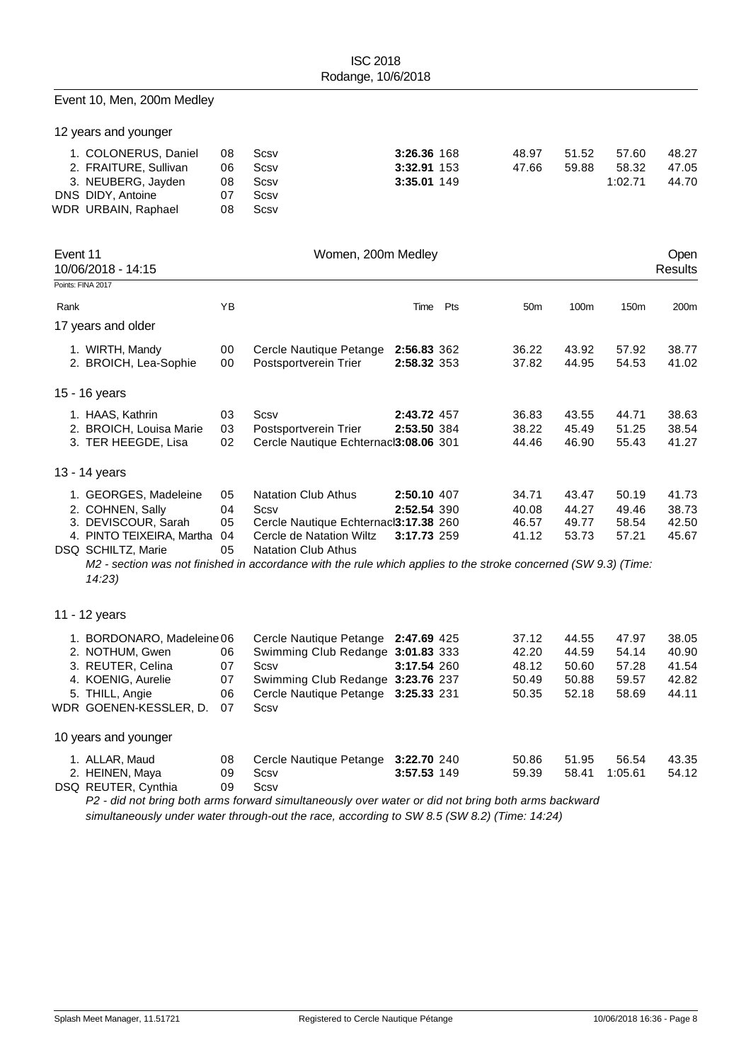## Event 10, Men, 200m Medley

### 12 years and younger

| Rank | Name | YB | Club | Time | Pts | 50m | 100m | 150m | 200m |
|---|---|---|---|---|---|---|---|---|---|
| 1. | COLONERUS, Daniel | 08 | Scsv | **3:26.36** | 168 | 48.97 | 51.52 | 57.60 | 48.27 |
| 2. | FRAITURE, Sullivan | 06 | Scsv | **3:32.91** | 153 | 47.66 | 59.88 | 58.32 | 47.05 |
| 3. | NEUBERG, Jayden | 08 | Scsv | **3:35.01** | 149 | | | 1:02.71 | 44.70 |
| DNS | DIDY, Antoine | 07 | Scsv | | | | | | |
| WDR | URBAIN, Raphael | 08 | Scsv | | | | | | |

## Event 11 — Women, 200m Medley — Open

10/06/2018 - 14:15 — Results

Points: FINA 2017

| Rank | Name | YB | Club | Time | Pts | 50m | 100m | 150m | 200m |
|---|---|---|---|---|---|---|---|---|---|
| **17 years and older** | | | | | | | | | |
| 1. | WIRTH, Mandy | 00 | Cercle Nautique Petange | **2:56.83** | 362 | 36.22 | 43.92 | 57.92 | 38.77 |
| 2. | BROICH, Lea-Sophie | 00 | Postsportverein Trier | **2:58.32** | 353 | 37.82 | 44.95 | 54.53 | 41.02 |
| **15 - 16 years** | | | | | | | | | |
| 1. | HAAS, Kathrin | 03 | Scsv | **2:43.72** | 457 | 36.83 | 43.55 | 44.71 | 38.63 |
| 2. | BROICH, Louisa Marie | 03 | Postsportverein Trier | **2:53.50** | 384 | 38.22 | 45.49 | 51.25 | 38.54 |
| 3. | TER HEEGDE, Lisa | 02 | Cercle Nautique Echternach | **3:08.06** | 301 | 44.46 | 46.90 | 55.43 | 41.27 |
| **13 - 14 years** | | | | | | | | | |
| 1. | GEORGES, Madeleine | 05 | Natation Club Athus | **2:50.10** | 407 | 34.71 | 43.47 | 50.19 | 41.73 |
| 2. | COHNEN, Sally | 04 | Scsv | **2:52.54** | 390 | 40.08 | 44.27 | 49.46 | 38.73 |
| 3. | DEVISCOUR, Sarah | 05 | Cercle Nautique Echternach | **3:17.38** | 260 | 46.57 | 49.77 | 58.54 | 42.50 |
| 4. | PINTO TEIXEIRA, Martha | 04 | Cercle de Natation Wiltz | **3:17.73** | 259 | 41.12 | 53.73 | 57.21 | 45.67 |
| DSQ | SCHILTZ, Marie | 05 | Natation Club Athus | | | | | | |

*M2 - section was not finished in accordance with the rule which applies to the stroke concerned (SW 9.3) (Time: 14:23)*

| Rank | Name | YB | Club | Time | Pts | 50m | 100m | 150m | 200m |
|---|---|---|---|---|---|---|---|---|---|
| **11 - 12 years** | | | | | | | | | |
| 1. | BORDONARO, Madeleine | 06 | Cercle Nautique Petange | **2:47.69** | 425 | 37.12 | 44.55 | 47.97 | 38.05 |
| 2. | NOTHUM, Gwen | 06 | Swimming Club Redange | **3:01.83** | 333 | 42.20 | 44.59 | 54.14 | 40.90 |
| 3. | REUTER, Celina | 07 | Scsv | **3:17.54** | 260 | 48.12 | 50.60 | 57.28 | 41.54 |
| 4. | KOENIG, Aurelie | 07 | Swimming Club Redange | **3:23.76** | 237 | 50.49 | 50.88 | 59.57 | 42.82 |
| 5. | THILL, Angie | 06 | Cercle Nautique Petange | **3:25.33** | 231 | 50.35 | 52.18 | 58.69 | 44.11 |
| WDR | GOENEN-KESSLER, D. | 07 | Scsv | | | | | | |
| **10 years and younger** | | | | | | | | | |
| 1. | ALLAR, Maud | 08 | Cercle Nautique Petange | **3:22.70** | 240 | 50.86 | 51.95 | 56.54 | 43.35 |
| 2. | HEINEN, Maya | 09 | Scsv | **3:57.53** | 149 | 59.39 | 58.41 | 1:05.61 | 54.12 |
| DSQ | REUTER, Cynthia | 09 | Scsv | | | | | | |

*P2 - did not bring both arms forward simultaneously over water or did not bring both arms backward simultaneously under water through-out the race, according to SW 8.5 (SW 8.2) (Time: 14:24)*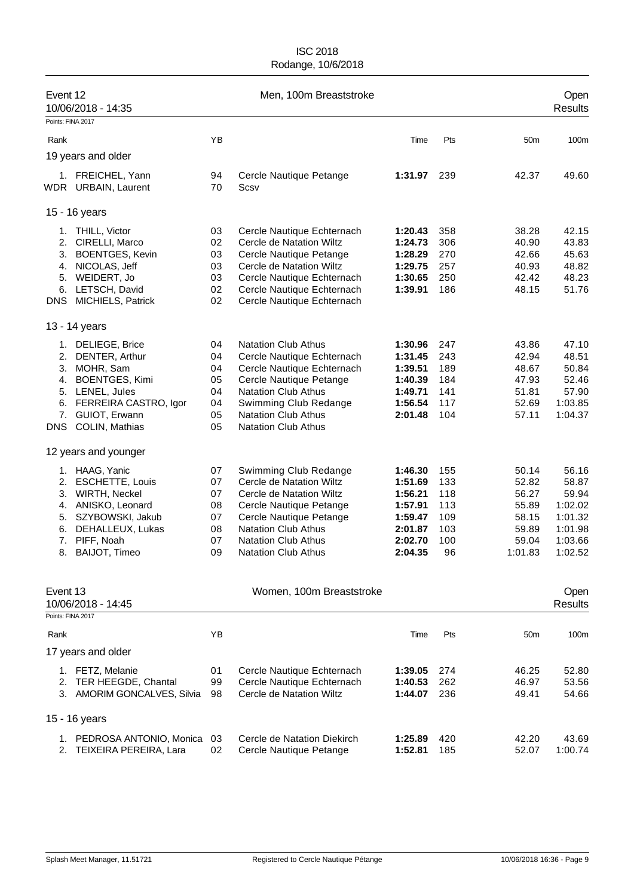ISC 2018
Rodange, 10/6/2018

## Event 12 — Men, 100m Breaststroke — Open Results

10/06/2018 - 14:35

Points: FINA 2017

| Rank | | YB | | Time | Pts | 50m | 100m |
|---|---|---|---|---|---|---|---|
| **19 years and older** | | | | | | | |
| 1. | FREICHEL, Yann | 94 | Cercle Nautique Petange | **1:31.97** | 239 | 42.37 | 49.60 |
| WDR | URBAIN, Laurent | 70 | Scsv | | | | |
| **15 - 16 years** | | | | | | | |
| 1. | THILL, Victor | 03 | Cercle Nautique Echternach | **1:20.43** | 358 | 38.28 | 42.15 |
| 2. | CIRELLI, Marco | 02 | Cercle de Natation Wiltz | **1:24.73** | 306 | 40.90 | 43.83 |
| 3. | BOENTGES, Kevin | 03 | Cercle Nautique Petange | **1:28.29** | 270 | 42.66 | 45.63 |
| 4. | NICOLAS, Jeff | 03 | Cercle de Natation Wiltz | **1:29.75** | 257 | 40.93 | 48.82 |
| 5. | WEIDERT, Jo | 03 | Cercle Nautique Echternach | **1:30.65** | 250 | 42.42 | 48.23 |
| 6. | LETSCH, David | 02 | Cercle Nautique Echternach | **1:39.91** | 186 | 48.15 | 51.76 |
| DNS | MICHIELS, Patrick | 02 | Cercle Nautique Echternach | | | | |
| **13 - 14 years** | | | | | | | |
| 1. | DELIEGE, Brice | 04 | Natation Club Athus | **1:30.96** | 247 | 43.86 | 47.10 |
| 2. | DENTER, Arthur | 04 | Cercle Nautique Echternach | **1:31.45** | 243 | 42.94 | 48.51 |
| 3. | MOHR, Sam | 04 | Cercle Nautique Echternach | **1:39.51** | 189 | 48.67 | 50.84 |
| 4. | BOENTGES, Kimi | 05 | Cercle Nautique Petange | **1:40.39** | 184 | 47.93 | 52.46 |
| 5. | LENEL, Jules | 04 | Natation Club Athus | **1:49.71** | 141 | 51.81 | 57.90 |
| 6. | FERREIRA CASTRO, Igor | 04 | Swimming Club Redange | **1:56.54** | 117 | 52.69 | 1:03.85 |
| 7. | GUIOT, Erwann | 05 | Natation Club Athus | **2:01.48** | 104 | 57.11 | 1:04.37 |
| DNS | COLIN, Mathias | 05 | Natation Club Athus | | | | |
| **12 years and younger** | | | | | | | |
| 1. | HAAG, Yanic | 07 | Swimming Club Redange | **1:46.30** | 155 | 50.14 | 56.16 |
| 2. | ESCHETTE, Louis | 07 | Cercle de Natation Wiltz | **1:51.69** | 133 | 52.82 | 58.87 |
| 3. | WIRTH, Neckel | 07 | Cercle de Natation Wiltz | **1:56.21** | 118 | 56.27 | 59.94 |
| 4. | ANISKO, Leonard | 08 | Cercle Nautique Petange | **1:57.91** | 113 | 55.89 | 1:02.02 |
| 5. | SZYBOWSKI, Jakub | 07 | Cercle Nautique Petange | **1:59.47** | 109 | 58.15 | 1:01.32 |
| 6. | DEHALLEUX, Lukas | 08 | Natation Club Athus | **2:01.87** | 103 | 59.89 | 1:01.98 |
| 7. | PIFF, Noah | 07 | Natation Club Athus | **2:02.70** | 100 | 59.04 | 1:03.66 |
| 8. | BAIJOT, Timeo | 09 | Natation Club Athus | **2:04.35** | 96 | 1:01.83 | 1:02.52 |

## Event 13 — Women, 100m Breaststroke — Open Results

10/06/2018 - 14:45

Points: FINA 2017

| Rank | | YB | | Time | Pts | 50m | 100m |
|---|---|---|---|---|---|---|---|
| **17 years and older** | | | | | | | |
| 1. | FETZ, Melanie | 01 | Cercle Nautique Echternach | **1:39.05** | 274 | 46.25 | 52.80 |
| 2. | TER HEEGDE, Chantal | 99 | Cercle Nautique Echternach | **1:40.53** | 262 | 46.97 | 53.56 |
| 3. | AMORIM GONCALVES, Silvia | 98 | Cercle de Natation Wiltz | **1:44.07** | 236 | 49.41 | 54.66 |
| **15 - 16 years** | | | | | | | |
| 1. | PEDROSA ANTONIO, Monica | 03 | Cercle de Natation Diekirch | **1:25.89** | 420 | 42.20 | 43.69 |
| 2. | TEIXEIRA PEREIRA, Lara | 02 | Cercle Nautique Petange | **1:52.81** | 185 | 52.07 | 1:00.74 |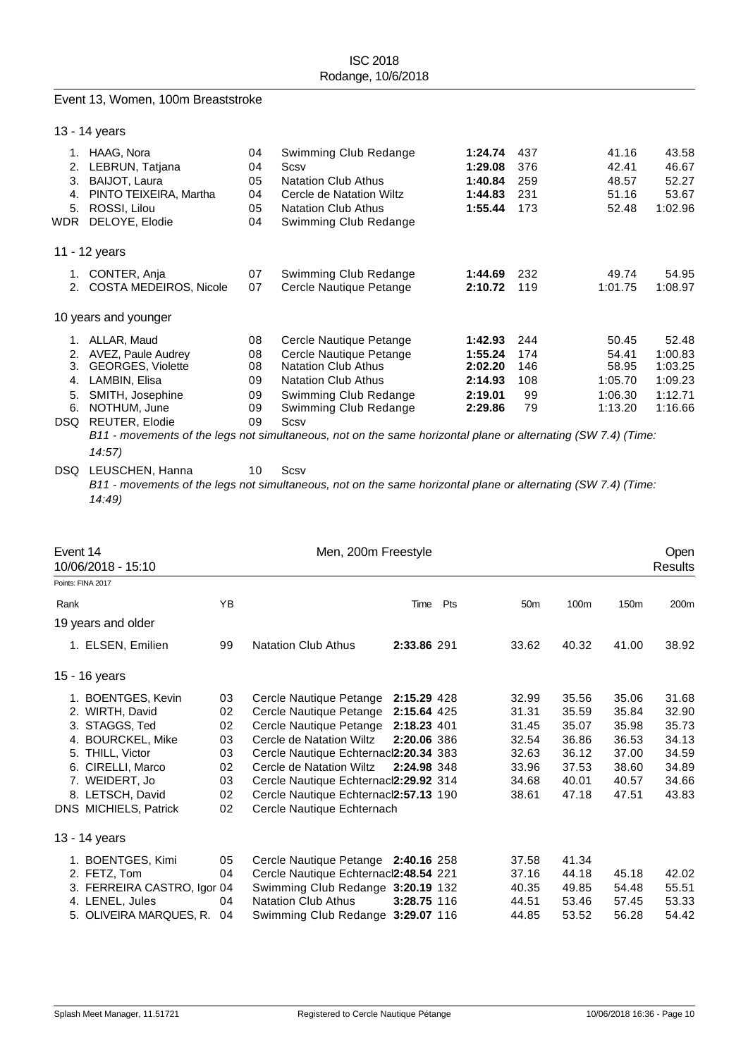Event 13, Women, 100m Breaststroke

13 - 14 years

| Rank | Name | YB | Club | Time | Pts | 50m | 100m |
|---|---|---|---|---|---|---|---|
| 1. | HAAG, Nora | 04 | Swimming Club Redange | **1:24.74** | 437 | 41.16 | 43.58 |
| 2. | LEBRUN, Tatjana | 04 | Scsv | **1:29.08** | 376 | 42.41 | 46.67 |
| 3. | BAIJOT, Laura | 05 | Natation Club Athus | **1:40.84** | 259 | 48.57 | 52.27 |
| 4. | PINTO TEIXEIRA, Martha | 04 | Cercle de Natation Wiltz | **1:44.83** | 231 | 51.16 | 53.67 |
| 5. | ROSSI, Lilou | 05 | Natation Club Athus | **1:55.44** | 173 | 52.48 | 1:02.96 |
| WDR | DELOYE, Elodie | 04 | Swimming Club Redange | | | | |

11 - 12 years

| Rank | Name | YB | Club | Time | Pts | 50m | 100m |
|---|---|---|---|---|---|---|---|
| 1. | CONTER, Anja | 07 | Swimming Club Redange | **1:44.69** | 232 | 49.74 | 54.95 |
| 2. | COSTA MEDEIROS, Nicole | 07 | Cercle Nautique Petange | **2:10.72** | 119 | 1:01.75 | 1:08.97 |

10 years and younger

| Rank | Name | YB | Club | Time | Pts | 50m | 100m |
|---|---|---|---|---|---|---|---|
| 1. | ALLAR, Maud | 08 | Cercle Nautique Petange | **1:42.93** | 244 | 50.45 | 52.48 |
| 2. | AVEZ, Paule Audrey | 08 | Cercle Nautique Petange | **1:55.24** | 174 | 54.41 | 1:00.83 |
| 3. | GEORGES, Violette | 08 | Natation Club Athus | **2:02.20** | 146 | 58.95 | 1:03.25 |
| 4. | LAMBIN, Elisa | 09 | Natation Club Athus | **2:14.93** | 108 | 1:05.70 | 1:09.23 |
| 5. | SMITH, Josephine | 09 | Swimming Club Redange | **2:19.01** | 99 | 1:06.30 | 1:12.71 |
| 6. | NOTHUM, June | 09 | Swimming Club Redange | **2:29.86** | 79 | 1:13.20 | 1:16.66 |
| DSQ | REUTER, Elodie | 09 | Scsv | | | | |

*B11 - movements of the legs not simultaneous, not on the same horizontal plane or alternating (SW 7.4) (Time: 14:57)*

| Rank | Name | YB | Club |
|---|---|---|---|
| DSQ | LEUSCHEN, Hanna | 10 | Scsv |

*B11 - movements of the legs not simultaneous, not on the same horizontal plane or alternating (SW 7.4) (Time: 14:49)*

## Event 14 — Men, 200m Freestyle — Open Results

10/06/2018 - 15:10

Points: FINA 2017

| Rank | Name | YB | Club | Time | Pts | 50m | 100m | 150m | 200m |
|---|---|---|---|---|---|---|---|---|---|
| **19 years and older** | | | | | | | | | |
| 1. | ELSEN, Emilien | 99 | Natation Club Athus | **2:33.86** | 291 | 33.62 | 40.32 | 41.00 | 38.92 |
| **15 - 16 years** | | | | | | | | | |
| 1. | BOENTGES, Kevin | 03 | Cercle Nautique Petange | **2:15.29** | 428 | 32.99 | 35.56 | 35.06 | 31.68 |
| 2. | WIRTH, David | 02 | Cercle Nautique Petange | **2:15.64** | 425 | 31.31 | 35.59 | 35.84 | 32.90 |
| 3. | STAGGS, Ted | 02 | Cercle Nautique Petange | **2:18.23** | 401 | 31.45 | 35.07 | 35.98 | 35.73 |
| 4. | BOURCKEL, Mike | 03 | Cercle de Natation Wiltz | **2:20.06** | 386 | 32.54 | 36.86 | 36.53 | 34.13 |
| 5. | THILL, Victor | 03 | Cercle Nautique Echternach | **2:20.34** | 383 | 32.63 | 36.12 | 37.00 | 34.59 |
| 6. | CIRELLI, Marco | 02 | Cercle de Natation Wiltz | **2:24.98** | 348 | 33.96 | 37.53 | 38.60 | 34.89 |
| 7. | WEIDERT, Jo | 03 | Cercle Nautique Echternach | **2:29.92** | 314 | 34.68 | 40.01 | 40.57 | 34.66 |
| 8. | LETSCH, David | 02 | Cercle Nautique Echternach | **2:57.13** | 190 | 38.61 | 47.18 | 47.51 | 43.83 |
| DNS | MICHIELS, Patrick | 02 | Cercle Nautique Echternach | | | | | | |
| **13 - 14 years** | | | | | | | | | |
| 1. | BOENTGES, Kimi | 05 | Cercle Nautique Petange | **2:40.16** | 258 | 37.58 | 41.34 | | |
| 2. | FETZ, Tom | 04 | Cercle Nautique Echternach | **2:48.54** | 221 | 37.16 | 44.18 | 45.18 | 42.02 |
| 3. | FERREIRA CASTRO, Igor | 04 | Swimming Club Redange | **3:20.19** | 132 | 40.35 | 49.85 | 54.48 | 55.51 |
| 4. | LENEL, Jules | 04 | Natation Club Athus | **3:28.75** | 116 | 44.51 | 53.46 | 57.45 | 53.33 |
| 5. | OLIVEIRA MARQUES, R. | 04 | Swimming Club Redange | **3:29.07** | 116 | 44.85 | 53.52 | 56.28 | 54.42 |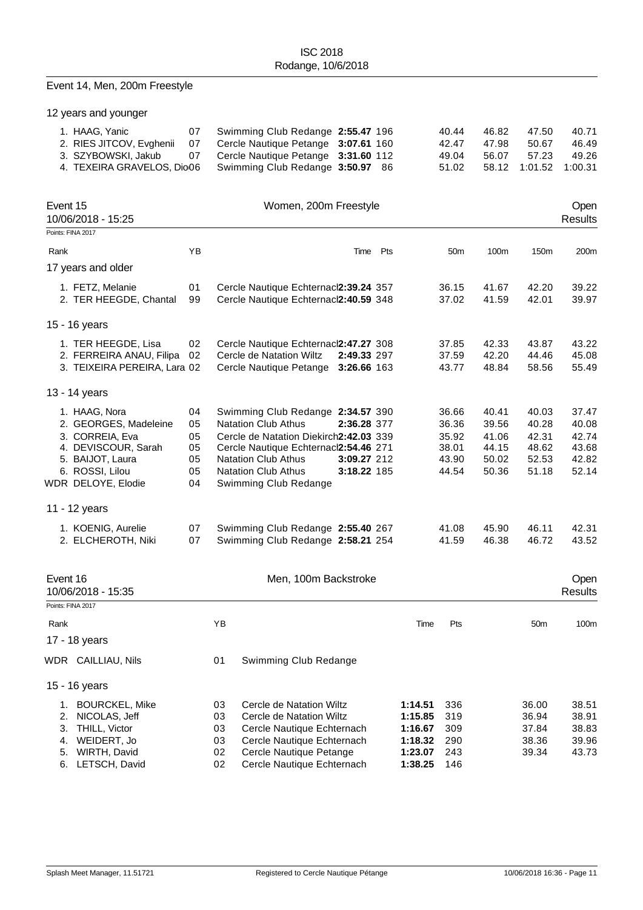## Event 14, Men, 200m Freestyle

### 12 years and younger

| Rank | Name | YB | Club | Time | Pts | 50m | 100m | 150m | 200m |
|---|---|---|---|---|---|---|---|---|---|
| 1. | HAAG, Yanic | 07 | Swimming Club Redange | 2:55.47 | 196 | 40.44 | 46.82 | 47.50 | 40.71 |
| 2. | RIES JITCOV, Evghenii | 07 | Cercle Nautique Petange | 3:07.61 | 160 | 42.47 | 47.98 | 50.67 | 46.49 |
| 3. | SZYBOWSKI, Jakub | 07 | Cercle Nautique Petange | 3:31.60 | 112 | 49.04 | 56.07 | 57.23 | 49.26 |
| 4. | TEXEIRA GRAVELOS, Dio | 06 | Swimming Club Redange | 3:50.97 | 86 | 51.02 | 58.12 | 1:01.52 | 1:00.31 |

## Event 15 — Women, 200m Freestyle — Open

10/06/2018 - 15:25 — Results

Points: FINA 2017

### 17 years and older

| Rank | Name | YB | Club | Time | Pts | 50m | 100m | 150m | 200m |
|---|---|---|---|---|---|---|---|---|---|
| 1. | FETZ, Melanie | 01 | Cercle Nautique Echternach | 2:39.24 | 357 | 36.15 | 41.67 | 42.20 | 39.22 |
| 2. | TER HEEGDE, Chantal | 99 | Cercle Nautique Echternach | 2:40.59 | 348 | 37.02 | 41.59 | 42.01 | 39.97 |

### 15 - 16 years

| Rank | Name | YB | Club | Time | Pts | 50m | 100m | 150m | 200m |
|---|---|---|---|---|---|---|---|---|---|
| 1. | TER HEEGDE, Lisa | 02 | Cercle Nautique Echternach | 2:47.27 | 308 | 37.85 | 42.33 | 43.87 | 43.22 |
| 2. | FERREIRA ANAU, Filipa | 02 | Cercle de Natation Wiltz | 2:49.33 | 297 | 37.59 | 42.20 | 44.46 | 45.08 |
| 3. | TEIXEIRA PEREIRA, Lara | 02 | Cercle Nautique Petange | 3:26.66 | 163 | 43.77 | 48.84 | 58.56 | 55.49 |

### 13 - 14 years

| Rank | Name | YB | Club | Time | Pts | 50m | 100m | 150m | 200m |
|---|---|---|---|---|---|---|---|---|---|
| 1. | HAAG, Nora | 04 | Swimming Club Redange | 2:34.57 | 390 | 36.66 | 40.41 | 40.03 | 37.47 |
| 2. | GEORGES, Madeleine | 05 | Natation Club Athus | 2:36.28 | 377 | 36.36 | 39.56 | 40.28 | 40.08 |
| 3. | CORREIA, Eva | 05 | Cercle de Natation Diekirch | 2:42.03 | 339 | 35.92 | 41.06 | 42.31 | 42.74 |
| 4. | DEVISCOUR, Sarah | 05 | Cercle Nautique Echternach | 2:54.46 | 271 | 38.01 | 44.15 | 48.62 | 43.68 |
| 5. | BAIJOT, Laura | 05 | Natation Club Athus | 3:09.27 | 212 | 43.90 | 50.02 | 52.53 | 42.82 |
| 6. | ROSSI, Lilou | 05 | Natation Club Athus | 3:18.22 | 185 | 44.54 | 50.36 | 51.18 | 52.14 |
| WDR | DELOYE, Elodie | 04 | Swimming Club Redange | | | | | | |

### 11 - 12 years

| Rank | Name | YB | Club | Time | Pts | 50m | 100m | 150m | 200m |
|---|---|---|---|---|---|---|---|---|---|
| 1. | KOENIG, Aurelie | 07 | Swimming Club Redange | 2:55.40 | 267 | 41.08 | 45.90 | 46.11 | 42.31 |
| 2. | ELCHEROTH, Niki | 07 | Swimming Club Redange | 2:58.21 | 254 | 41.59 | 46.38 | 46.72 | 43.52 |

## Event 16 — Men, 100m Backstroke — Open

10/06/2018 - 15:35 — Results

Points: FINA 2017

### 17 - 18 years

| Rank | Name | YB | Club | Time | Pts | 50m | 100m |
|---|---|---|---|---|---|---|---|
| WDR | CAILLIAU, Nils | 01 | Swimming Club Redange | | | | |

### 15 - 16 years

| Rank | Name | YB | Club | Time | Pts | 50m | 100m |
|---|---|---|---|---|---|---|---|
| 1. | BOURCKEL, Mike | 03 | Cercle de Natation Wiltz | 1:14.51 | 336 | 36.00 | 38.51 |
| 2. | NICOLAS, Jeff | 03 | Cercle de Natation Wiltz | 1:15.85 | 319 | 36.94 | 38.91 |
| 3. | THILL, Victor | 03 | Cercle Nautique Echternach | 1:16.67 | 309 | 37.84 | 38.83 |
| 4. | WEIDERT, Jo | 03 | Cercle Nautique Echternach | 1:18.32 | 290 | 38.36 | 39.96 |
| 5. | WIRTH, David | 02 | Cercle Nautique Petange | 1:23.07 | 243 | 39.34 | 43.73 |
| 6. | LETSCH, David | 02 | Cercle Nautique Echternach | 1:38.25 | 146 | | |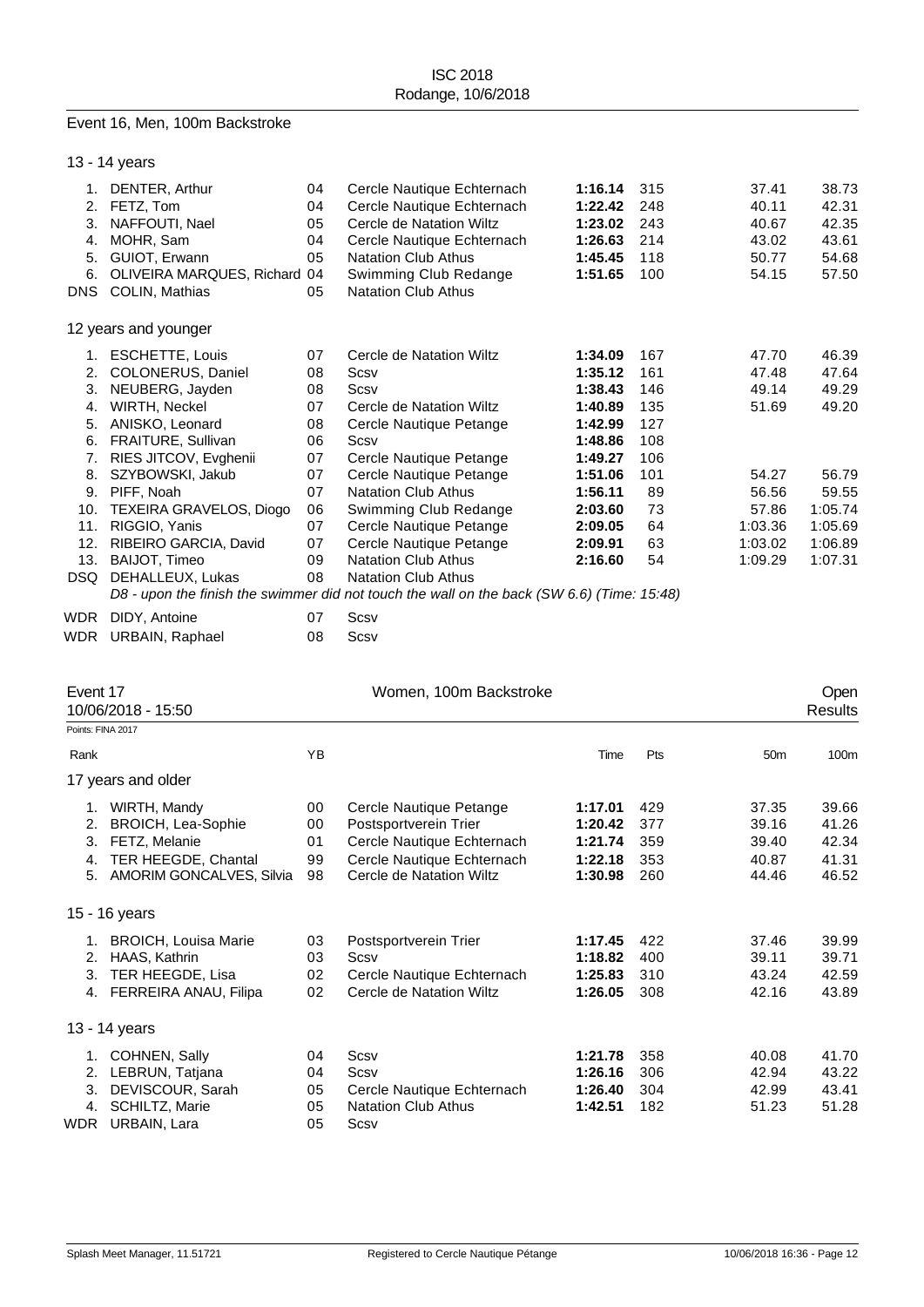## Event 16, Men, 100m Backstroke

### 13 - 14 years

| Rank | Name | YB | Club | Time | Pts | 50m | 100m |
|---|---|---|---|---|---|---|---|
| 1. | DENTER, Arthur | 04 | Cercle Nautique Echternach | **1:16.14** | 315 | 37.41 | 38.73 |
| 2. | FETZ, Tom | 04 | Cercle Nautique Echternach | **1:22.42** | 248 | 40.11 | 42.31 |
| 3. | NAFFOUTI, Nael | 05 | Cercle de Natation Wiltz | **1:23.02** | 243 | 40.67 | 42.35 |
| 4. | MOHR, Sam | 04 | Cercle Nautique Echternach | **1:26.63** | 214 | 43.02 | 43.61 |
| 5. | GUIOT, Erwann | 05 | Natation Club Athus | **1:45.45** | 118 | 50.77 | 54.68 |
| 6. | OLIVEIRA MARQUES, Richard | 04 | Swimming Club Redange | **1:51.65** | 100 | 54.15 | 57.50 |
| DNS | COLIN, Mathias | 05 | Natation Club Athus | | | | |

### 12 years and younger

| Rank | Name | YB | Club | Time | Pts | 50m | 100m |
|---|---|---|---|---|---|---|---|
| 1. | ESCHETTE, Louis | 07 | Cercle de Natation Wiltz | **1:34.09** | 167 | 47.70 | 46.39 |
| 2. | COLONERUS, Daniel | 08 | Scsv | **1:35.12** | 161 | 47.48 | 47.64 |
| 3. | NEUBERG, Jayden | 08 | Scsv | **1:38.43** | 146 | 49.14 | 49.29 |
| 4. | WIRTH, Neckel | 07 | Cercle de Natation Wiltz | **1:40.89** | 135 | 51.69 | 49.20 |
| 5. | ANISKO, Leonard | 08 | Cercle Nautique Petange | **1:42.99** | 127 | | |
| 6. | FRAITURE, Sullivan | 06 | Scsv | **1:48.86** | 108 | | |
| 7. | RIES JITCOV, Evghenii | 07 | Cercle Nautique Petange | **1:49.27** | 106 | | |
| 8. | SZYBOWSKI, Jakub | 07 | Cercle Nautique Petange | **1:51.06** | 101 | 54.27 | 56.79 |
| 9. | PIFF, Noah | 07 | Natation Club Athus | **1:56.11** | 89 | 56.56 | 59.55 |
| 10. | TEXEIRA GRAVELOS, Diogo | 06 | Swimming Club Redange | **2:03.60** | 73 | 57.86 | 1:05.74 |
| 11. | RIGGIO, Yanis | 07 | Cercle Nautique Petange | **2:09.05** | 64 | 1:03.36 | 1:05.69 |
| 12. | RIBEIRO GARCIA, David | 07 | Cercle Nautique Petange | **2:09.91** | 63 | 1:03.02 | 1:06.89 |
| 13. | BAIJOT, Timeo | 09 | Natation Club Athus | **2:16.60** | 54 | 1:09.29 | 1:07.31 |
| DSQ | DEHALLEUX, Lukas | 08 | Natation Club Athus | | | | |

*D8 - upon the finish the swimmer did not touch the wall on the back (SW 6.6) (Time: 15:48)*

| Rank | Name | YB | Club |
|---|---|---|---|
| WDR | DIDY, Antoine | 07 | Scsv |
| WDR | URBAIN, Raphael | 08 | Scsv |

## Event 17 — Women, 100m Backstroke — Open — Results

10/06/2018 - 15:50

Points: FINA 2017

### 17 years and older

| Rank | Name | YB | Club | Time | Pts | 50m | 100m |
|---|---|---|---|---|---|---|---|
| 1. | WIRTH, Mandy | 00 | Cercle Nautique Petange | **1:17.01** | 429 | 37.35 | 39.66 |
| 2. | BROICH, Lea-Sophie | 00 | Postsportverein Trier | **1:20.42** | 377 | 39.16 | 41.26 |
| 3. | FETZ, Melanie | 01 | Cercle Nautique Echternach | **1:21.74** | 359 | 39.40 | 42.34 |
| 4. | TER HEEGDE, Chantal | 99 | Cercle Nautique Echternach | **1:22.18** | 353 | 40.87 | 41.31 |
| 5. | AMORIM GONCALVES, Silvia | 98 | Cercle de Natation Wiltz | **1:30.98** | 260 | 44.46 | 46.52 |

### 15 - 16 years

| Rank | Name | YB | Club | Time | Pts | 50m | 100m |
|---|---|---|---|---|---|---|---|
| 1. | BROICH, Louisa Marie | 03 | Postsportverein Trier | **1:17.45** | 422 | 37.46 | 39.99 |
| 2. | HAAS, Kathrin | 03 | Scsv | **1:18.82** | 400 | 39.11 | 39.71 |
| 3. | TER HEEGDE, Lisa | 02 | Cercle Nautique Echternach | **1:25.83** | 310 | 43.24 | 42.59 |
| 4. | FERREIRA ANAU, Filipa | 02 | Cercle de Natation Wiltz | **1:26.05** | 308 | 42.16 | 43.89 |

### 13 - 14 years

| Rank | Name | YB | Club | Time | Pts | 50m | 100m |
|---|---|---|---|---|---|---|---|
| 1. | COHNEN, Sally | 04 | Scsv | **1:21.78** | 358 | 40.08 | 41.70 |
| 2. | LEBRUN, Tatjana | 04 | Scsv | **1:26.16** | 306 | 42.94 | 43.22 |
| 3. | DEVISCOUR, Sarah | 05 | Cercle Nautique Echternach | **1:26.40** | 304 | 42.99 | 43.41 |
| 4. | SCHILTZ, Marie | 05 | Natation Club Athus | **1:42.51** | 182 | 51.23 | 51.28 |
| WDR | URBAIN, Lara | 05 | Scsv | | | | |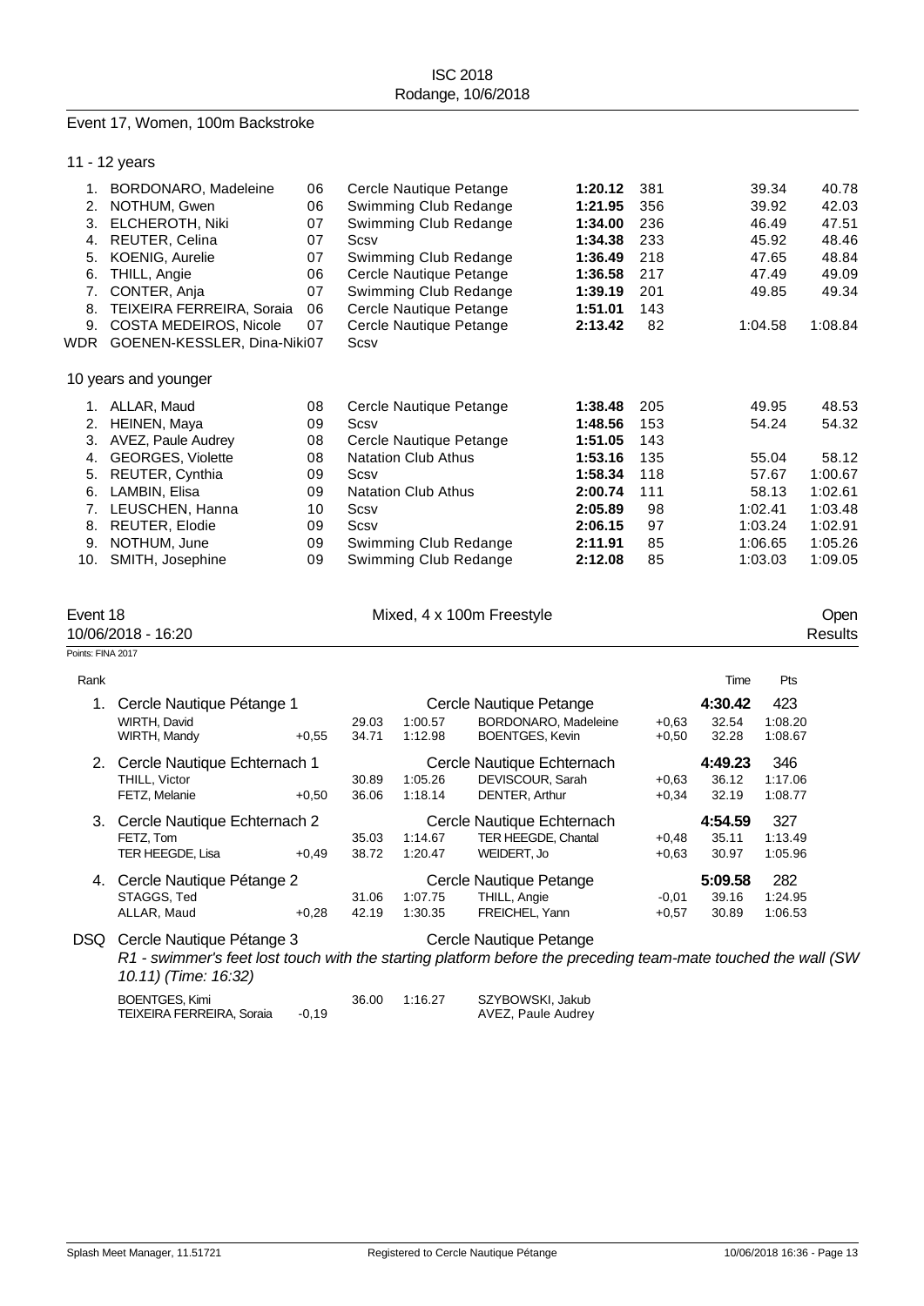ISC 2018
Rodange, 10/6/2018

## Event 17, Women, 100m Backstroke

### 11 - 12 years

| | | | | | | | |
|---|---|---|---|---|---|---|---|
| 1. | BORDONARO, Madeleine | 06 | Cercle Nautique Petange | **1:20.12** | 381 | 39.34 | 40.78 |
| 2. | NOTHUM, Gwen | 06 | Swimming Club Redange | **1:21.95** | 356 | 39.92 | 42.03 |
| 3. | ELCHEROTH, Niki | 07 | Swimming Club Redange | **1:34.00** | 236 | 46.49 | 47.51 |
| 4. | REUTER, Celina | 07 | Scsv | **1:34.38** | 233 | 45.92 | 48.46 |
| 5. | KOENIG, Aurelie | 07 | Swimming Club Redange | **1:36.49** | 218 | 47.65 | 48.84 |
| 6. | THILL, Angie | 06 | Cercle Nautique Petange | **1:36.58** | 217 | 47.49 | 49.09 |
| 7. | CONTER, Anja | 07 | Swimming Club Redange | **1:39.19** | 201 | 49.85 | 49.34 |
| 8. | TEIXEIRA FERREIRA, Soraia | 06 | Cercle Nautique Petange | **1:51.01** | 143 | | |
| 9. | COSTA MEDEIROS, Nicole | 07 | Cercle Nautique Petange | **2:13.42** | 82 | 1:04.58 | 1:08.84 |
| WDR | GOENEN-KESSLER, Dina-Niki | 07 | Scsv | | | | |

### 10 years and younger

| | | | | | | | |
|---|---|---|---|---|---|---|---|
| 1. | ALLAR, Maud | 08 | Cercle Nautique Petange | **1:38.48** | 205 | 49.95 | 48.53 |
| 2. | HEINEN, Maya | 09 | Scsv | **1:48.56** | 153 | 54.24 | 54.32 |
| 3. | AVEZ, Paule Audrey | 08 | Cercle Nautique Petange | **1:51.05** | 143 | | |
| 4. | GEORGES, Violette | 08 | Natation Club Athus | **1:53.16** | 135 | 55.04 | 58.12 |
| 5. | REUTER, Cynthia | 09 | Scsv | **1:58.34** | 118 | 57.67 | 1:00.67 |
| 6. | LAMBIN, Elisa | 09 | Natation Club Athus | **2:00.74** | 111 | 58.13 | 1:02.61 |
| 7. | LEUSCHEN, Hanna | 10 | Scsv | **2:05.89** | 98 | 1:02.41 | 1:03.48 |
| 8. | REUTER, Elodie | 09 | Scsv | **2:06.15** | 97 | 1:03.24 | 1:02.91 |
| 9. | NOTHUM, June | 09 | Swimming Club Redange | **2:11.91** | 85 | 1:06.65 | 1:05.26 |
| 10. | SMITH, Josephine | 09 | Swimming Club Redange | **2:12.08** | 85 | 1:03.03 | 1:09.05 |

## Event 18 — Mixed, 4 x 100m Freestyle — Open

10/06/2018 - 16:20 — Results

Points: FINA 2017

| Rank | | | | | | | | Time | Pts |
|---|---|---|---|---|---|---|---|---|---|
| 1. | Cercle Nautique Pétange 1 | | | | Cercle Nautique Petange | | | **4:30.42** | 423 |
| | WIRTH, David | | 29.03 | 1:00.57 | BORDONARO, Madeleine | | +0,63 | 32.54 | 1:08.20 |
| | WIRTH, Mandy | +0,55 | 34.71 | 1:12.98 | BOENTGES, Kevin | | +0,50 | 32.28 | 1:08.67 |
| 2. | Cercle Nautique Echternach 1 | | | | Cercle Nautique Echternach | | | **4:49.23** | 346 |
| | THILL, Victor | | 30.89 | 1:05.26 | DEVISCOUR, Sarah | | +0,63 | 36.12 | 1:17.06 |
| | FETZ, Melanie | +0,50 | 36.06 | 1:18.14 | DENTER, Arthur | | +0,34 | 32.19 | 1:08.77 |
| 3. | Cercle Nautique Echternach 2 | | | | Cercle Nautique Echternach | | | **4:54.59** | 327 |
| | FETZ, Tom | | 35.03 | 1:14.67 | TER HEEGDE, Chantal | | +0,48 | 35.11 | 1:13.49 |
| | TER HEEGDE, Lisa | +0,49 | 38.72 | 1:20.47 | WEIDERT, Jo | | +0,63 | 30.97 | 1:05.96 |
| 4. | Cercle Nautique Pétange 2 | | | | Cercle Nautique Petange | | | **5:09.58** | 282 |
| | STAGGS, Ted | | 31.06 | 1:07.75 | THILL, Angie | | -0,01 | 39.16 | 1:24.95 |
| | ALLAR, Maud | +0,28 | 42.19 | 1:30.35 | FREICHEL, Yann | | +0,57 | 30.89 | 1:06.53 |
| DSQ | Cercle Nautique Pétange 3 | | | | Cercle Nautique Petange | | | | |

*R1 - swimmer's feet lost touch with the starting platform before the preceding team-mate touched the wall (SW 10.11) (Time: 16:32)*

| | | | | | |
|---|---|---|---|---|---|
| BOENTGES, Kimi | | 36.00 | 1:16.27 | SZYBOWSKI, Jakub | |
| TEIXEIRA FERREIRA, Soraia | -0,19 | | | AVEZ, Paule Audrey | |